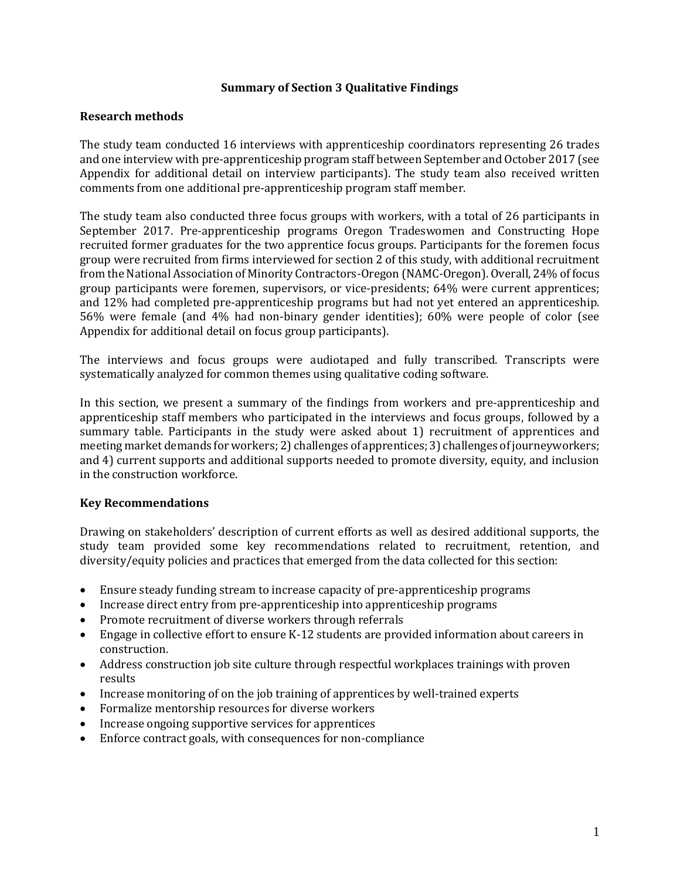# Summary of Section 3 Qualitative Findings

## Research methods

The study team conducted 16 interviews with apprenticeship coordinators representing 26 trades and one interview with pre-apprenticeship program staff between September and October 2017 (see Appendix for additional detail on interview participants). The study team also received written comments from one additional pre-apprenticeship program staff member.

The study team also conducted three focus groups with workers, with a total of 26 participants in September 2017. Pre-apprenticeship programs Oregon Tradeswomen and Constructing Hope recruited former graduates for the two apprentice focus groups. Participants for the foremen focus group were recruited from firms interviewed for section 2 of this study, with additional recruitment from the National Association of Minority Contractors-Oregon (NAMC-Oregon). Overall, 24% of focus group participants were foremen, supervisors, or vice-presidents; 64% were current apprentices; and 12% had completed pre-apprenticeship programs but had not yet entered an apprenticeship. 56% were female (and 4% had non-binary gender identities); 60% were people of color (see Appendix for additional detail on focus group participants).

The interviews and focus groups were audiotaped and fully transcribed. Transcripts were systematically analyzed for common themes using qualitative coding software.

In this section, we present a summary of the findings from workers and pre-apprenticeship and apprenticeship staff members who participated in the interviews and focus groups, followed by a summary table. Participants in the study were asked about 1) recruitment of apprentices and meeting market demands for workers; 2) challenges of apprentices; 3) challenges of journeyworkers; and 4) current supports and additional supports needed to promote diversity, equity, and inclusion in the construction workforce.

## Key Recommendations

Drawing on stakeholders' description of current efforts as well as desired additional supports, the study team provided some key recommendations related to recruitment, retention, and diversity/equity policies and practices that emerged from the data collected for this section:

- Ensure steady funding stream to increase capacity of pre-apprenticeship programs
- Increase direct entry from pre-apprenticeship into apprenticeship programs
- Promote recruitment of diverse workers through referrals
- Engage in collective effort to ensure K-12 students are provided information about careers in construction.
- Address construction job site culture through respectful workplaces trainings with proven results
- Increase monitoring of on the job training of apprentices by well-trained experts
- Formalize mentorship resources for diverse workers
- Increase ongoing supportive services for apprentices
- Enforce contract goals, with consequences for non-compliance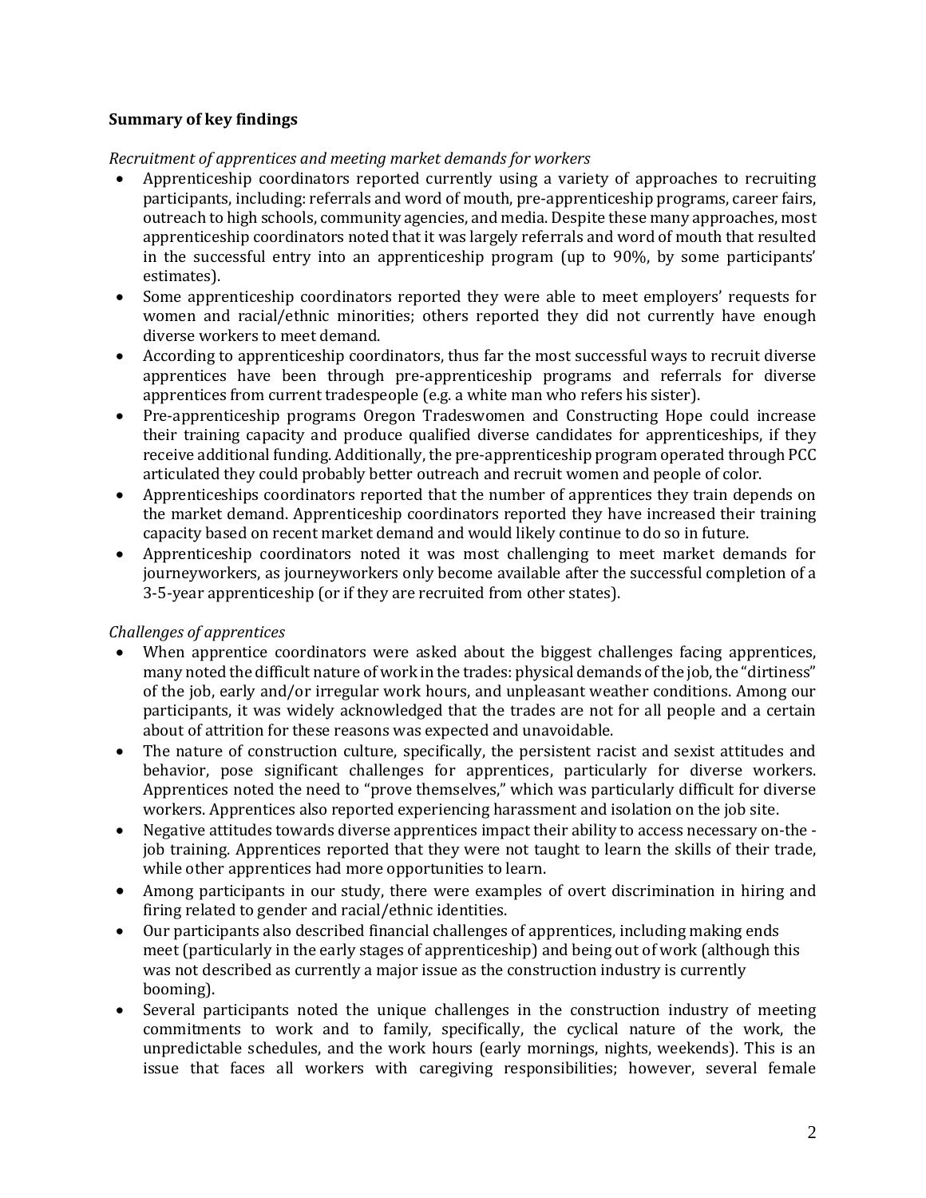**Summary of key findings**

*Recruitment of apprentices and meeting market demands for workers*

- Apprenticeship coordinators reported currently using a variety of approaches to recruiting participants, including: referrals and word of mouth, pre-apprenticeship programs, career fairs, outreach to high schools, community agencies, and media. Despite these many approaches, most apprenticeship coordinators noted that it was largely referrals and word of mouth that resulted in the successful entry into an apprenticeship program (up to 90%, by some participants' estimates).
- Some apprenticeship coordinators reported they were able to meet employers' requests for women and racial/ethnic minorities; others reported they did not currently have enough diverse workers to meet demand.
- According to apprenticeship coordinators, thus far the most successful ways to recruit diverse apprentices have been through pre-apprenticeship programs and referrals for diverse apprentices from current tradespeople (e.g. a white man who refers his sister).
- Pre-apprenticeship programs Oregon Tradeswomen and Constructing Hope could increase their training capacity and produce qualified diverse candidates for apprenticeships, if they receive additional funding. Additionally, the pre-apprenticeship program operated through PCC articulated they could probably better outreach and recruit women and people of color.
- Apprenticeships coordinators reported that the number of apprentices they train depends on the market demand. Apprenticeship coordinators reported they have increased their training capacity based on recent market demand and would likely continue to do so in future.
- Apprenticeship coordinators noted it was most challenging to meet market demands for journeyworkers, as journeyworkers only become available after the successful completion of a 3-5-year apprenticeship (or if they are recruited from other states).

*Challenges of apprentices*

- When apprentice coordinators were asked about the biggest challenges facing apprentices, many noted the difficult nature of work in the trades: physical demands of the job, the "dirtiness" of the job, early and/or irregular work hours, and unpleasant weather conditions. Among our participants, it was widely acknowledged that the trades are not for all people and a certain about of attrition for these reasons was expected and unavoidable.
- The nature of construction culture, specifically, the persistent racist and sexist attitudes and behavior, pose significant challenges for apprentices, particularly for diverse workers. Apprentices noted the need to "prove themselves," which was particularly difficult for diverse workers. Apprentices also reported experiencing harassment and isolation on the job site.
- Negative attitudes towards diverse apprentices impact their ability to access necessary on-the-job training. Apprentices reported that they were not taught to learn the skills of their trade, while other apprentices had more opportunities to learn.
- Among participants in our study, there were examples of overt discrimination in hiring and firing related to gender and racial/ethnic identities.
- Our participants also described financial challenges of apprentices, including making ends meet (particularly in the early stages of apprenticeship) and being out of work (although this was not described as currently a major issue as the construction industry is currently booming).
- Several participants noted the unique challenges in the construction industry of meeting commitments to work and to family, specifically, the cyclical nature of the work, the unpredictable schedules, and the work hours (early mornings, nights, weekends). This is an issue that faces all workers with caregiving responsibilities; however, several female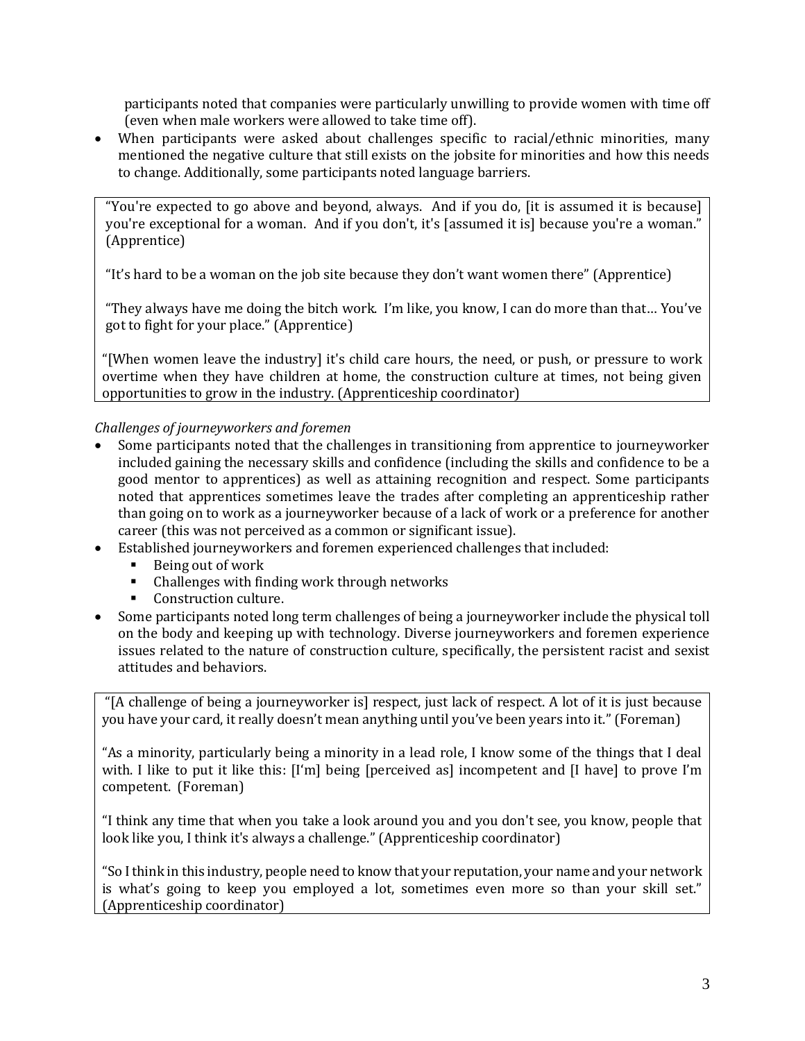participants noted that companies were particularly unwilling to provide women with time off (even when male workers were allowed to take time off).

- When participants were asked about challenges specific to racial/ethnic minorities, many mentioned the negative culture that still exists on the jobsite for minorities and how this needs to change. Additionally, some participants noted language barriers.

> "You're expected to go above and beyond, always. And if you do, [it is assumed it is because] you're exceptional for a woman. And if you don't, it's [assumed it is] because you're a woman." (Apprentice)
>
> "It's hard to be a woman on the job site because they don't want women there" (Apprentice)
>
> "They always have me doing the bitch work. I'm like, you know, I can do more than that… You've got to fight for your place." (Apprentice)
>
> "[When women leave the industry] it's child care hours, the need, or push, or pressure to work overtime when they have children at home, the construction culture at times, not being given opportunities to grow in the industry. (Apprenticeship coordinator)

*Challenges of journeyworkers and foremen*

- Some participants noted that the challenges in transitioning from apprentice to journeyworker included gaining the necessary skills and confidence (including the skills and confidence to be a good mentor to apprentices) as well as attaining recognition and respect. Some participants noted that apprentices sometimes leave the trades after completing an apprenticeship rather than going on to work as a journeyworker because of a lack of work or a preference for another career (this was not perceived as a common or significant issue).
- Established journeyworkers and foremen experienced challenges that included:
  - Being out of work
  - Challenges with finding work through networks
  - Construction culture.
- Some participants noted long term challenges of being a journeyworker include the physical toll on the body and keeping up with technology. Diverse journeyworkers and foremen experience issues related to the nature of construction culture, specifically, the persistent racist and sexist attitudes and behaviors.

> "[A challenge of being a journeyworker is] respect, just lack of respect. A lot of it is just because you have your card, it really doesn't mean anything until you've been years into it." (Foreman)
>
> "As a minority, particularly being a minority in a lead role, I know some of the things that I deal with. I like to put it like this: [I'm] being [perceived as] incompetent and [I have] to prove I'm competent. (Foreman)
>
> "I think any time that when you take a look around you and you don't see, you know, people that look like you, I think it's always a challenge." (Apprenticeship coordinator)
>
> "So I think in this industry, people need to know that your reputation, your name and your network is what's going to keep you employed a lot, sometimes even more so than your skill set." (Apprenticeship coordinator)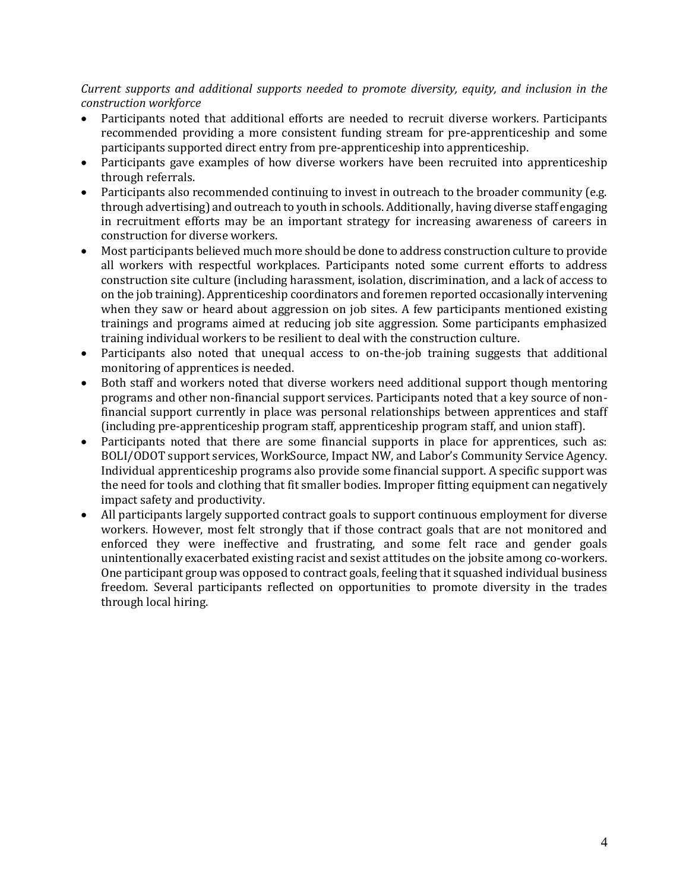*Current supports and additional supports needed to promote diversity, equity, and inclusion in the construction workforce*

- Participants noted that additional efforts are needed to recruit diverse workers. Participants recommended providing a more consistent funding stream for pre-apprenticeship and some participants supported direct entry from pre-apprenticeship into apprenticeship.
- Participants gave examples of how diverse workers have been recruited into apprenticeship through referrals.
- Participants also recommended continuing to invest in outreach to the broader community (e.g. through advertising) and outreach to youth in schools. Additionally, having diverse staff engaging in recruitment efforts may be an important strategy for increasing awareness of careers in construction for diverse workers.
- Most participants believed much more should be done to address construction culture to provide all workers with respectful workplaces. Participants noted some current efforts to address construction site culture (including harassment, isolation, discrimination, and a lack of access to on the job training). Apprenticeship coordinators and foremen reported occasionally intervening when they saw or heard about aggression on job sites. A few participants mentioned existing trainings and programs aimed at reducing job site aggression. Some participants emphasized training individual workers to be resilient to deal with the construction culture.
- Participants also noted that unequal access to on-the-job training suggests that additional monitoring of apprentices is needed.
- Both staff and workers noted that diverse workers need additional support though mentoring programs and other non-financial support services. Participants noted that a key source of non-financial support currently in place was personal relationships between apprentices and staff (including pre-apprenticeship program staff, apprenticeship program staff, and union staff).
- Participants noted that there are some financial supports in place for apprentices, such as: BOLI/ODOT support services, WorkSource, Impact NW, and Labor's Community Service Agency. Individual apprenticeship programs also provide some financial support. A specific support was the need for tools and clothing that fit smaller bodies. Improper fitting equipment can negatively impact safety and productivity.
- All participants largely supported contract goals to support continuous employment for diverse workers. However, most felt strongly that if those contract goals that are not monitored and enforced they were ineffective and frustrating, and some felt race and gender goals unintentionally exacerbated existing racist and sexist attitudes on the jobsite among co-workers. One participant group was opposed to contract goals, feeling that it squashed individual business freedom. Several participants reflected on opportunities to promote diversity in the trades through local hiring.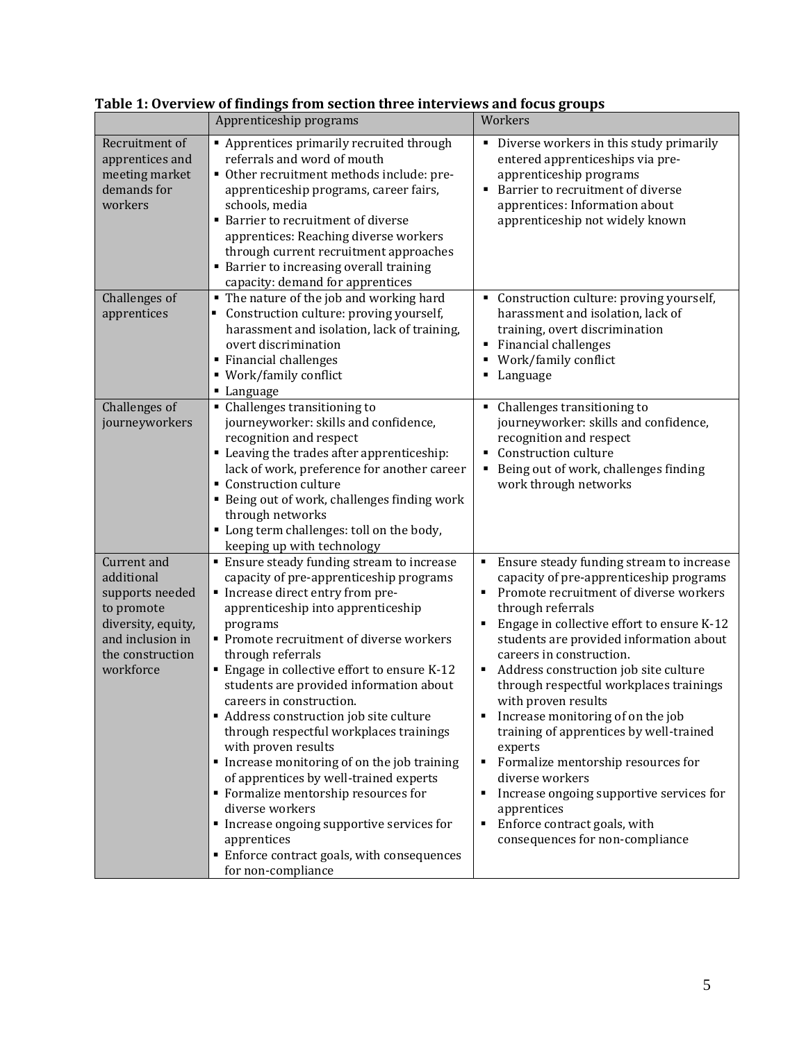**Table 1: Overview of findings from section three interviews and focus groups**

| | Apprenticeship programs | Workers |
|---|---|---|
| Recruitment of apprentices and meeting market demands for workers | ▪ Apprentices primarily recruited through referrals and word of mouth<br>▪ Other recruitment methods include: pre-apprenticeship programs, career fairs, schools, media<br>▪ Barrier to recruitment of diverse apprentices: Reaching diverse workers through current recruitment approaches<br>▪ Barrier to increasing overall training capacity: demand for apprentices | ▪ Diverse workers in this study primarily entered apprenticeships via pre-apprenticeship programs<br>▪ Barrier to recruitment of diverse apprentices: Information about apprenticeship not widely known |
| Challenges of apprentices | ▪ The nature of the job and working hard<br>▪ Construction culture: proving yourself, harassment and isolation, lack of training, overt discrimination<br>▪ Financial challenges<br>▪ Work/family conflict<br>▪ Language | ▪ Construction culture: proving yourself, harassment and isolation, lack of training, overt discrimination<br>▪ Financial challenges<br>▪ Work/family conflict<br>▪ Language |
| Challenges of journeyworkers | ▪ Challenges transitioning to journeyworker: skills and confidence, recognition and respect<br>▪ Leaving the trades after apprenticeship: lack of work, preference for another career<br>▪ Construction culture<br>▪ Being out of work, challenges finding work through networks<br>▪ Long term challenges: toll on the body, keeping up with technology | ▪ Challenges transitioning to journeyworker: skills and confidence, recognition and respect<br>▪ Construction culture<br>▪ Being out of work, challenges finding work through networks |
| Current and additional supports needed to promote diversity, equity, and inclusion in the construction workforce | ▪ Ensure steady funding stream to increase capacity of pre-apprenticeship programs<br>▪ Increase direct entry from pre-apprenticeship into apprenticeship programs<br>▪ Promote recruitment of diverse workers through referrals<br>▪ Engage in collective effort to ensure K-12 students are provided information about careers in construction.<br>▪ Address construction job site culture through respectful workplaces trainings with proven results<br>▪ Increase monitoring of on the job training of apprentices by well-trained experts<br>▪ Formalize mentorship resources for diverse workers<br>▪ Increase ongoing supportive services for apprentices<br>▪ Enforce contract goals, with consequences for non-compliance | ▪ Ensure steady funding stream to increase capacity of pre-apprenticeship programs<br>▪ Promote recruitment of diverse workers through referrals<br>▪ Engage in collective effort to ensure K-12 students are provided information about careers in construction.<br>▪ Address construction job site culture through respectful workplaces trainings with proven results<br>▪ Increase monitoring of on the job training of apprentices by well-trained experts<br>▪ Formalize mentorship resources for diverse workers<br>▪ Increase ongoing supportive services for apprentices<br>▪ Enforce contract goals, with consequences for non-compliance |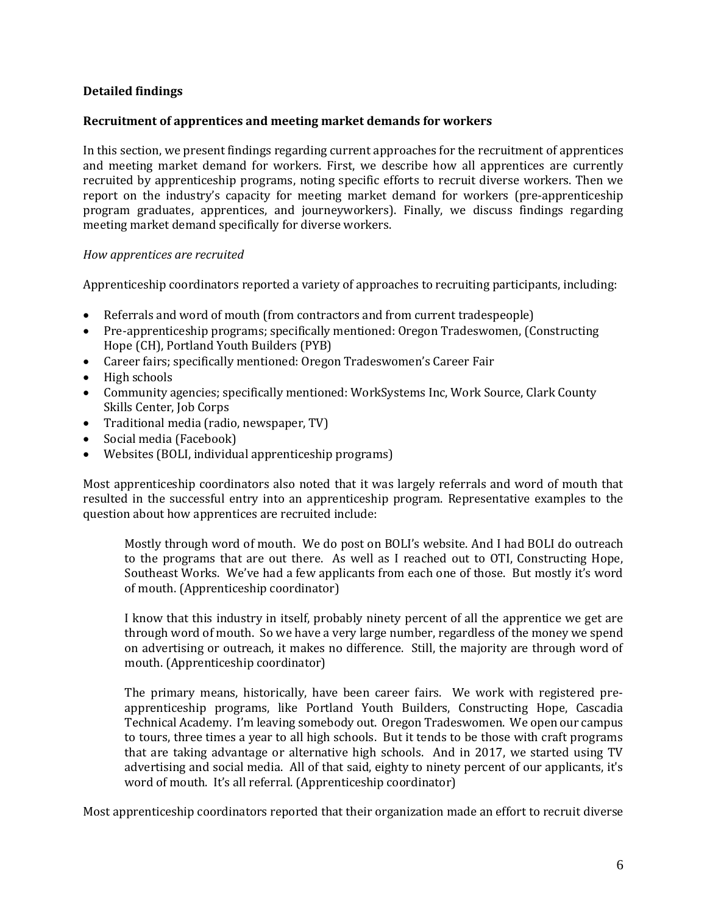**Detailed findings**

**Recruitment of apprentices and meeting market demands for workers**

In this section, we present findings regarding current approaches for the recruitment of apprentices and meeting market demand for workers. First, we describe how all apprentices are currently recruited by apprenticeship programs, noting specific efforts to recruit diverse workers. Then we report on the industry's capacity for meeting market demand for workers (pre-apprenticeship program graduates, apprentices, and journeyworkers). Finally, we discuss findings regarding meeting market demand specifically for diverse workers.

*How apprentices are recruited*

Apprenticeship coordinators reported a variety of approaches to recruiting participants, including:

- Referrals and word of mouth (from contractors and from current tradespeople)
- Pre-apprenticeship programs; specifically mentioned: Oregon Tradeswomen, (Constructing Hope (CH), Portland Youth Builders (PYB)
- Career fairs; specifically mentioned: Oregon Tradeswomen's Career Fair
- High schools
- Community agencies; specifically mentioned: WorkSystems Inc, Work Source, Clark County Skills Center, Job Corps
- Traditional media (radio, newspaper, TV)
- Social media (Facebook)
- Websites (BOLI, individual apprenticeship programs)

Most apprenticeship coordinators also noted that it was largely referrals and word of mouth that resulted in the successful entry into an apprenticeship program. Representative examples to the question about how apprentices are recruited include:

> Mostly through word of mouth. We do post on BOLI's website. And I had BOLI do outreach to the programs that are out there. As well as I reached out to OTI, Constructing Hope, Southeast Works. We've had a few applicants from each one of those. But mostly it's word of mouth. (Apprenticeship coordinator)

> I know that this industry in itself, probably ninety percent of all the apprentice we get are through word of mouth. So we have a very large number, regardless of the money we spend on advertising or outreach, it makes no difference. Still, the majority are through word of mouth. (Apprenticeship coordinator)

> The primary means, historically, have been career fairs. We work with registered pre-apprenticeship programs, like Portland Youth Builders, Constructing Hope, Cascadia Technical Academy. I'm leaving somebody out. Oregon Tradeswomen. We open our campus to tours, three times a year to all high schools. But it tends to be those with craft programs that are taking advantage or alternative high schools. And in 2017, we started using TV advertising and social media. All of that said, eighty to ninety percent of our applicants, it's word of mouth. It's all referral. (Apprenticeship coordinator)

Most apprenticeship coordinators reported that their organization made an effort to recruit diverse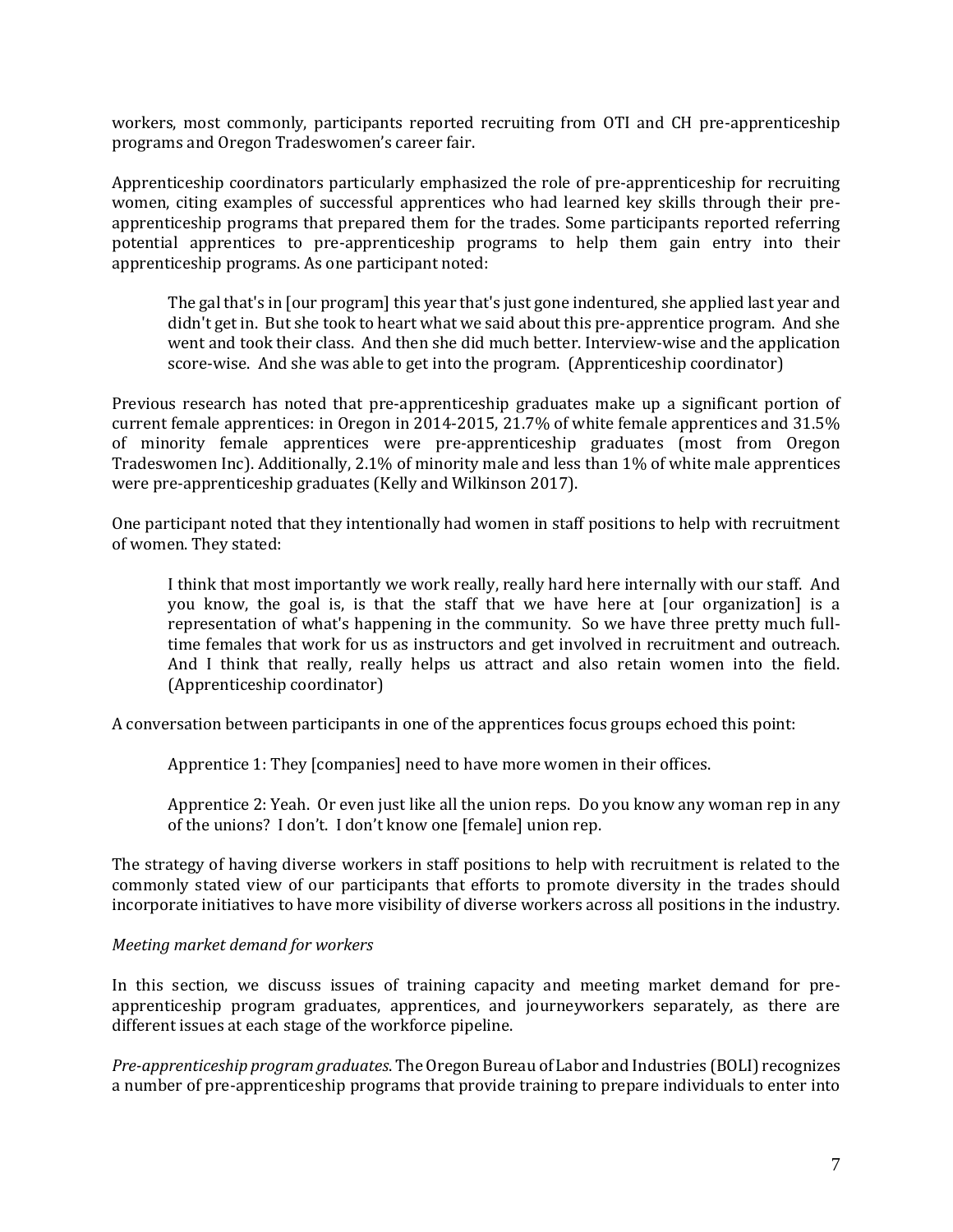workers, most commonly, participants reported recruiting from OTI and CH pre-apprenticeship programs and Oregon Tradeswomen's career fair.

Apprenticeship coordinators particularly emphasized the role of pre-apprenticeship for recruiting women, citing examples of successful apprentices who had learned key skills through their pre-apprenticeship programs that prepared them for the trades. Some participants reported referring potential apprentices to pre-apprenticeship programs to help them gain entry into their apprenticeship programs. As one participant noted:

> The gal that's in [our program] this year that's just gone indentured, she applied last year and didn't get in. But she took to heart what we said about this pre-apprentice program. And she went and took their class. And then she did much better. Interview-wise and the application score-wise. And she was able to get into the program. (Apprenticeship coordinator)

Previous research has noted that pre-apprenticeship graduates make up a significant portion of current female apprentices: in Oregon in 2014-2015, 21.7% of white female apprentices and 31.5% of minority female apprentices were pre-apprenticeship graduates (most from Oregon Tradeswomen Inc). Additionally, 2.1% of minority male and less than 1% of white male apprentices were pre-apprenticeship graduates (Kelly and Wilkinson 2017).

One participant noted that they intentionally had women in staff positions to help with recruitment of women. They stated:

> I think that most importantly we work really, really hard here internally with our staff. And you know, the goal is, is that the staff that we have here at [our organization] is a representation of what's happening in the community. So we have three pretty much full-time females that work for us as instructors and get involved in recruitment and outreach. And I think that really, really helps us attract and also retain women into the field. (Apprenticeship coordinator)

A conversation between participants in one of the apprentices focus groups echoed this point:

> Apprentice 1: They [companies] need to have more women in their offices.
>
> Apprentice 2: Yeah. Or even just like all the union reps. Do you know any woman rep in any of the unions? I don't. I don't know one [female] union rep.

The strategy of having diverse workers in staff positions to help with recruitment is related to the commonly stated view of our participants that efforts to promote diversity in the trades should incorporate initiatives to have more visibility of diverse workers across all positions in the industry.

*Meeting market demand for workers*

In this section, we discuss issues of training capacity and meeting market demand for pre-apprenticeship program graduates, apprentices, and journeyworkers separately, as there are different issues at each stage of the workforce pipeline.

*Pre-apprenticeship program graduates*. The Oregon Bureau of Labor and Industries (BOLI) recognizes a number of pre-apprenticeship programs that provide training to prepare individuals to enter into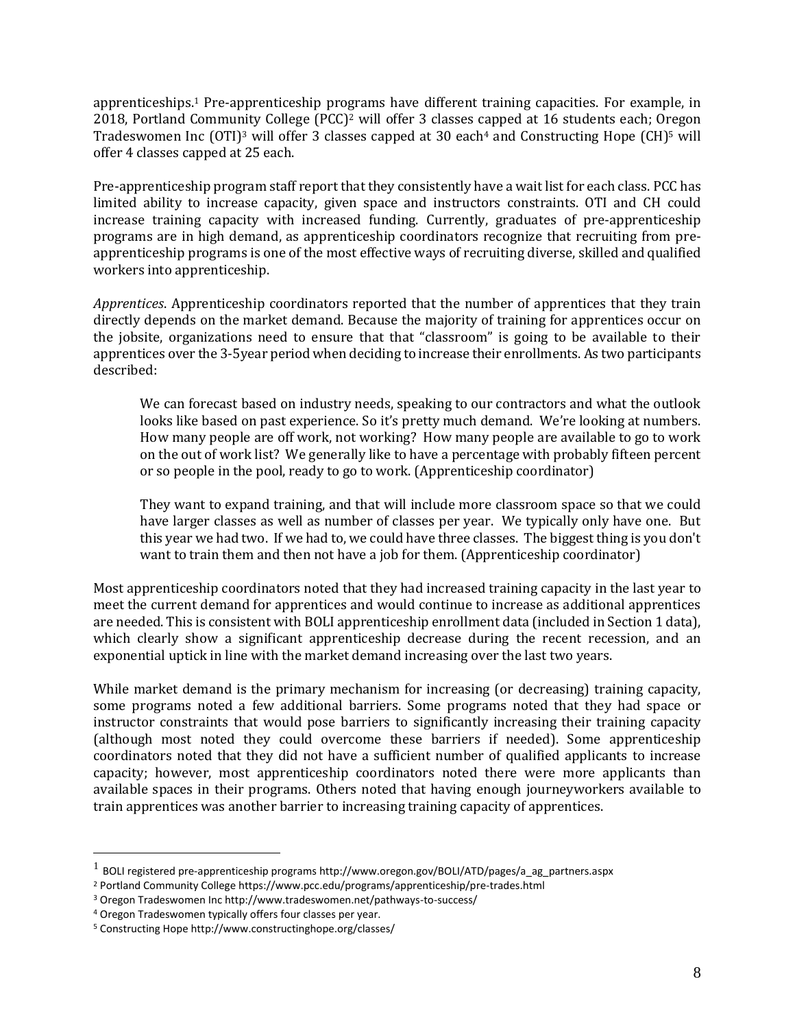apprenticeships.[1] Pre-apprenticeship programs have different training capacities. For example, in 2018, Portland Community College (PCC)[2] will offer 3 classes capped at 16 students each; Oregon Tradeswomen Inc (OTI)[3] will offer 3 classes capped at 30 each[4] and Constructing Hope (CH)[5] will offer 4 classes capped at 25 each.

Pre-apprenticeship program staff report that they consistently have a wait list for each class. PCC has limited ability to increase capacity, given space and instructors constraints. OTI and CH could increase training capacity with increased funding. Currently, graduates of pre-apprenticeship programs are in high demand, as apprenticeship coordinators recognize that recruiting from pre-apprenticeship programs is one of the most effective ways of recruiting diverse, skilled and qualified workers into apprenticeship.

*Apprentices*. Apprenticeship coordinators reported that the number of apprentices that they train directly depends on the market demand. Because the majority of training for apprentices occur on the jobsite, organizations need to ensure that that "classroom" is going to be available to their apprentices over the 3-5year period when deciding to increase their enrollments. As two participants described:

> We can forecast based on industry needs, speaking to our contractors and what the outlook looks like based on past experience. So it's pretty much demand. We're looking at numbers. How many people are off work, not working? How many people are available to go to work on the out of work list? We generally like to have a percentage with probably fifteen percent or so people in the pool, ready to go to work. (Apprenticeship coordinator)

> They want to expand training, and that will include more classroom space so that we could have larger classes as well as number of classes per year. We typically only have one. But this year we had two. If we had to, we could have three classes. The biggest thing is you don't want to train them and then not have a job for them. (Apprenticeship coordinator)

Most apprenticeship coordinators noted that they had increased training capacity in the last year to meet the current demand for apprentices and would continue to increase as additional apprentices are needed. This is consistent with BOLI apprenticeship enrollment data (included in Section 1 data), which clearly show a significant apprenticeship decrease during the recent recession, and an exponential uptick in line with the market demand increasing over the last two years.

While market demand is the primary mechanism for increasing (or decreasing) training capacity, some programs noted a few additional barriers. Some programs noted that they had space or instructor constraints that would pose barriers to significantly increasing their training capacity (although most noted they could overcome these barriers if needed). Some apprenticeship coordinators noted that they did not have a sufficient number of qualified applicants to increase capacity; however, most apprenticeship coordinators noted there were more applicants than available spaces in their programs. Others noted that having enough journeyworkers available to train apprentices was another barrier to increasing training capacity of apprentices.

---

[1] BOLI registered pre-apprenticeship programs http://www.oregon.gov/BOLI/ATD/pages/a_ag_partners.aspx

[2] Portland Community College https://www.pcc.edu/programs/apprenticeship/pre-trades.html

[3] Oregon Tradeswomen Inc http://www.tradeswomen.net/pathways-to-success/

[4] Oregon Tradeswomen typically offers four classes per year.

[5] Constructing Hope http://www.constructinghope.org/classes/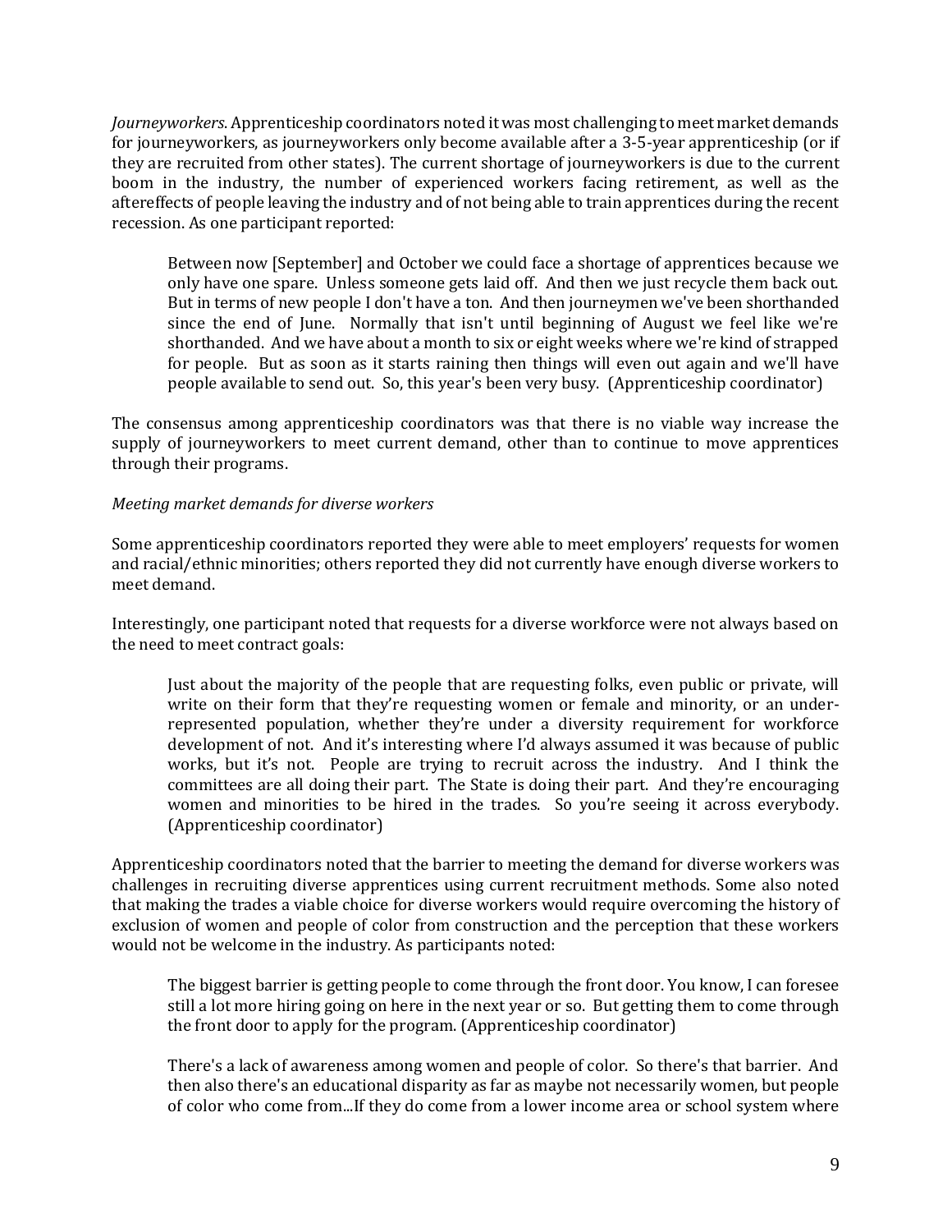*Journeyworkers*. Apprenticeship coordinators noted it was most challenging to meet market demands for journeyworkers, as journeyworkers only become available after a 3-5-year apprenticeship (or if they are recruited from other states). The current shortage of journeyworkers is due to the current boom in the industry, the number of experienced workers facing retirement, as well as the aftereffects of people leaving the industry and of not being able to train apprentices during the recent recession. As one participant reported:

> Between now [September] and October we could face a shortage of apprentices because we only have one spare. Unless someone gets laid off. And then we just recycle them back out. But in terms of new people I don't have a ton. And then journeymen we've been shorthanded since the end of June. Normally that isn't until beginning of August we feel like we're shorthanded. And we have about a month to six or eight weeks where we're kind of strapped for people. But as soon as it starts raining then things will even out again and we'll have people available to send out. So, this year's been very busy. (Apprenticeship coordinator)

The consensus among apprenticeship coordinators was that there is no viable way increase the supply of journeyworkers to meet current demand, other than to continue to move apprentices through their programs.

*Meeting market demands for diverse workers*

Some apprenticeship coordinators reported they were able to meet employers' requests for women and racial/ethnic minorities; others reported they did not currently have enough diverse workers to meet demand.

Interestingly, one participant noted that requests for a diverse workforce were not always based on the need to meet contract goals:

> Just about the majority of the people that are requesting folks, even public or private, will write on their form that they're requesting women or female and minority, or an under-represented population, whether they're under a diversity requirement for workforce development of not. And it's interesting where I'd always assumed it was because of public works, but it's not. People are trying to recruit across the industry. And I think the committees are all doing their part. The State is doing their part. And they're encouraging women and minorities to be hired in the trades. So you're seeing it across everybody. (Apprenticeship coordinator)

Apprenticeship coordinators noted that the barrier to meeting the demand for diverse workers was challenges in recruiting diverse apprentices using current recruitment methods. Some also noted that making the trades a viable choice for diverse workers would require overcoming the history of exclusion of women and people of color from construction and the perception that these workers would not be welcome in the industry. As participants noted:

> The biggest barrier is getting people to come through the front door. You know, I can foresee still a lot more hiring going on here in the next year or so. But getting them to come through the front door to apply for the program. (Apprenticeship coordinator)

> There's a lack of awareness among women and people of color. So there's that barrier. And then also there's an educational disparity as far as maybe not necessarily women, but people of color who come from...If they do come from a lower income area or school system where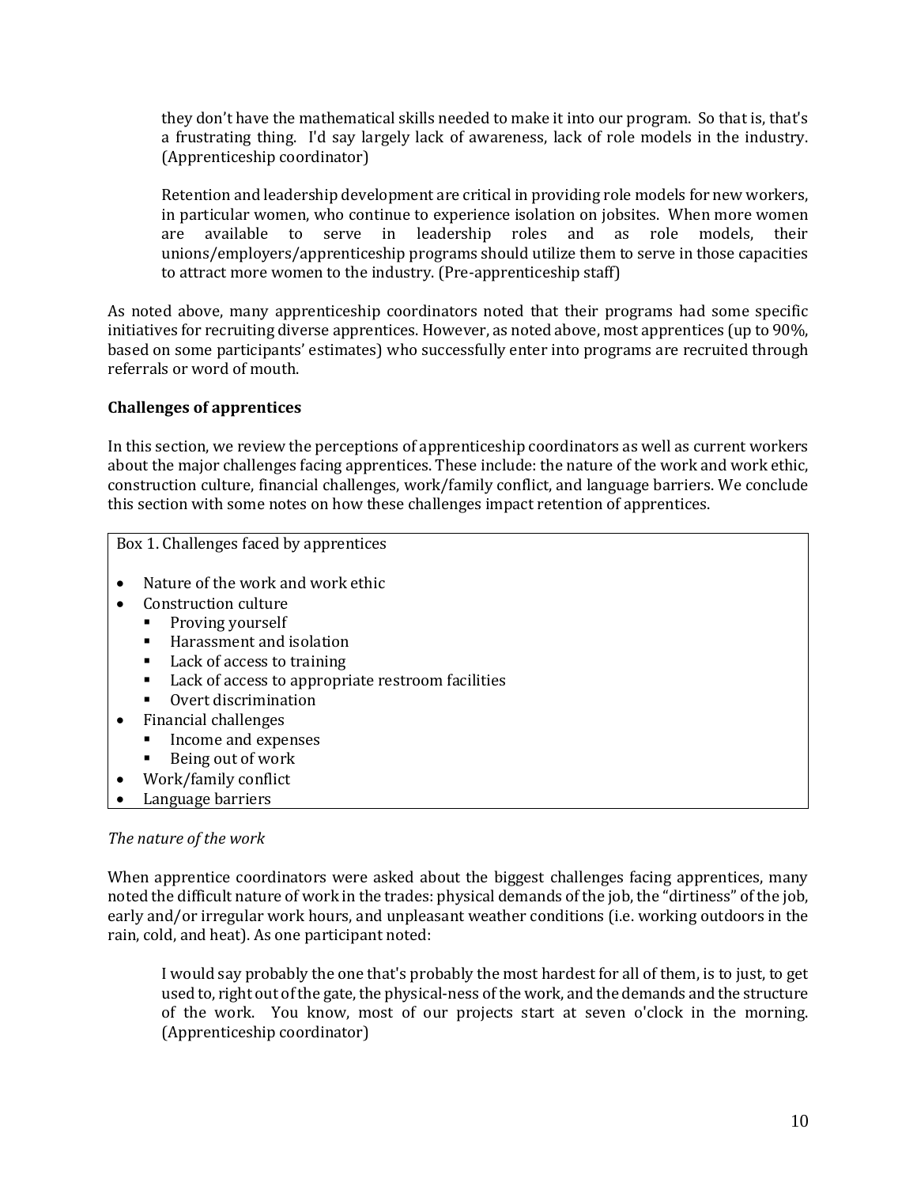> they don't have the mathematical skills needed to make it into our program. So that is, that's a frustrating thing. I'd say largely lack of awareness, lack of role models in the industry. (Apprenticeship coordinator)

> Retention and leadership development are critical in providing role models for new workers, in particular women, who continue to experience isolation on jobsites. When more women are available to serve in leadership roles and as role models, their unions/employers/apprenticeship programs should utilize them to serve in those capacities to attract more women to the industry. (Pre-apprenticeship staff)

As noted above, many apprenticeship coordinators noted that their programs had some specific initiatives for recruiting diverse apprentices. However, as noted above, most apprentices (up to 90%, based on some participants' estimates) who successfully enter into programs are recruited through referrals or word of mouth.

**Challenges of apprentices**

In this section, we review the perceptions of apprenticeship coordinators as well as current workers about the major challenges facing apprentices. These include: the nature of the work and work ethic, construction culture, financial challenges, work/family conflict, and language barriers. We conclude this section with some notes on how these challenges impact retention of apprentices.

Box 1. Challenges faced by apprentices

- Nature of the work and work ethic
- Construction culture
  - Proving yourself
  - Harassment and isolation
  - Lack of access to training
  - Lack of access to appropriate restroom facilities
  - Overt discrimination
- Financial challenges
  - Income and expenses
  - Being out of work
- Work/family conflict
- Language barriers

*The nature of the work*

When apprentice coordinators were asked about the biggest challenges facing apprentices, many noted the difficult nature of work in the trades: physical demands of the job, the "dirtiness" of the job, early and/or irregular work hours, and unpleasant weather conditions (i.e. working outdoors in the rain, cold, and heat). As one participant noted:

> I would say probably the one that's probably the most hardest for all of them, is to just, to get used to, right out of the gate, the physical-ness of the work, and the demands and the structure of the work. You know, most of our projects start at seven o'clock in the morning. (Apprenticeship coordinator)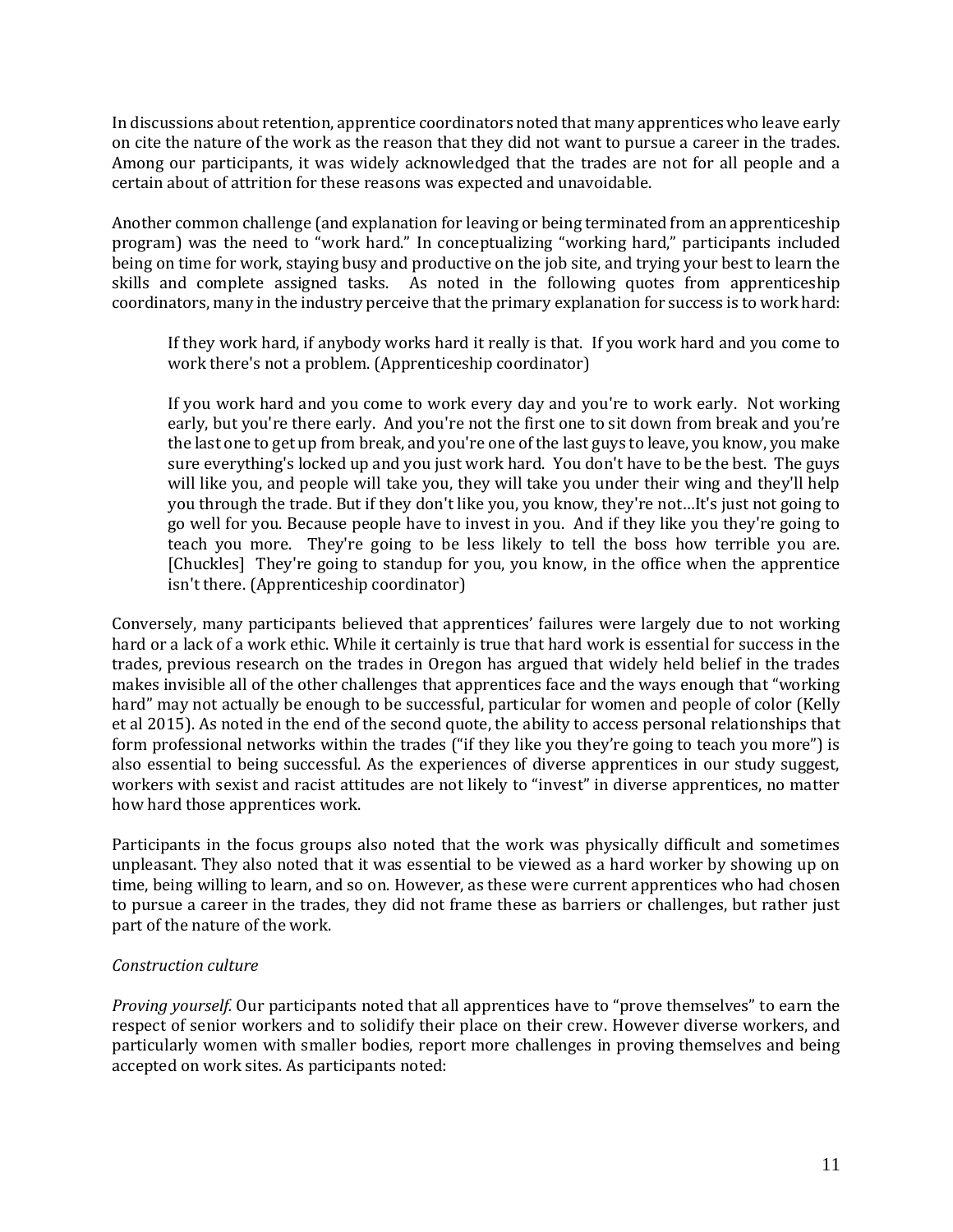In discussions about retention, apprentice coordinators noted that many apprentices who leave early on cite the nature of the work as the reason that they did not want to pursue a career in the trades. Among our participants, it was widely acknowledged that the trades are not for all people and a certain about of attrition for these reasons was expected and unavoidable.

Another common challenge (and explanation for leaving or being terminated from an apprenticeship program) was the need to "work hard." In conceptualizing "working hard," participants included being on time for work, staying busy and productive on the job site, and trying your best to learn the skills and complete assigned tasks. As noted in the following quotes from apprenticeship coordinators, many in the industry perceive that the primary explanation for success is to work hard:

> If they work hard, if anybody works hard it really is that. If you work hard and you come to work there's not a problem. (Apprenticeship coordinator)
>
> If you work hard and you come to work every day and you're to work early. Not working early, but you're there early. And you're not the first one to sit down from break and you're the last one to get up from break, and you're one of the last guys to leave, you know, you make sure everything's locked up and you just work hard. You don't have to be the best. The guys will like you, and people will take you, they will take you under their wing and they'll help you through the trade. But if they don't like you, you know, they're not…It's just not going to go well for you. Because people have to invest in you. And if they like you they're going to teach you more. They're going to be less likely to tell the boss how terrible you are. [Chuckles] They're going to standup for you, you know, in the office when the apprentice isn't there. (Apprenticeship coordinator)

Conversely, many participants believed that apprentices' failures were largely due to not working hard or a lack of a work ethic. While it certainly is true that hard work is essential for success in the trades, previous research on the trades in Oregon has argued that widely held belief in the trades makes invisible all of the other challenges that apprentices face and the ways enough that "working hard" may not actually be enough to be successful, particular for women and people of color (Kelly et al 2015). As noted in the end of the second quote, the ability to access personal relationships that form professional networks within the trades ("if they like you they're going to teach you more") is also essential to being successful. As the experiences of diverse apprentices in our study suggest, workers with sexist and racist attitudes are not likely to "invest" in diverse apprentices, no matter how hard those apprentices work.

Participants in the focus groups also noted that the work was physically difficult and sometimes unpleasant. They also noted that it was essential to be viewed as a hard worker by showing up on time, being willing to learn, and so on. However, as these were current apprentices who had chosen to pursue a career in the trades, they did not frame these as barriers or challenges, but rather just part of the nature of the work.

*Construction culture*

*Proving yourself.* Our participants noted that all apprentices have to "prove themselves" to earn the respect of senior workers and to solidify their place on their crew. However diverse workers, and particularly women with smaller bodies, report more challenges in proving themselves and being accepted on work sites. As participants noted: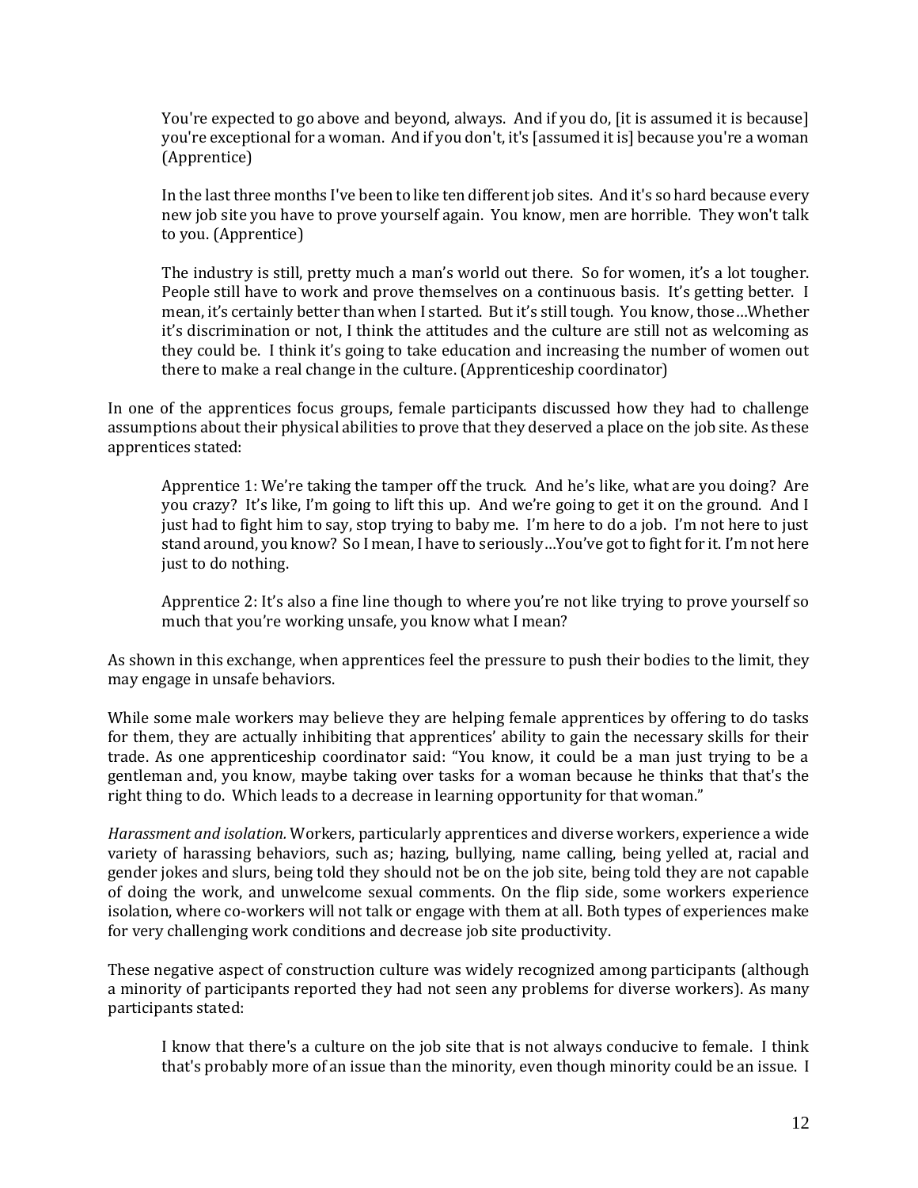> You're expected to go above and beyond, always. And if you do, [it is assumed it is because] you're exceptional for a woman. And if you don't, it's [assumed it is] because you're a woman (Apprentice)

> In the last three months I've been to like ten different job sites. And it's so hard because every new job site you have to prove yourself again. You know, men are horrible. They won't talk to you. (Apprentice)

> The industry is still, pretty much a man's world out there. So for women, it's a lot tougher. People still have to work and prove themselves on a continuous basis. It's getting better. I mean, it's certainly better than when I started. But it's still tough. You know, those…Whether it's discrimination or not, I think the attitudes and the culture are still not as welcoming as they could be. I think it's going to take education and increasing the number of women out there to make a real change in the culture. (Apprenticeship coordinator)

In one of the apprentices focus groups, female participants discussed how they had to challenge assumptions about their physical abilities to prove that they deserved a place on the job site. As these apprentices stated:

> Apprentice 1: We're taking the tamper off the truck. And he's like, what are you doing? Are you crazy? It's like, I'm going to lift this up. And we're going to get it on the ground. And I just had to fight him to say, stop trying to baby me. I'm here to do a job. I'm not here to just stand around, you know? So I mean, I have to seriously…You've got to fight for it. I'm not here just to do nothing.

> Apprentice 2: It's also a fine line though to where you're not like trying to prove yourself so much that you're working unsafe, you know what I mean?

As shown in this exchange, when apprentices feel the pressure to push their bodies to the limit, they may engage in unsafe behaviors.

While some male workers may believe they are helping female apprentices by offering to do tasks for them, they are actually inhibiting that apprentices' ability to gain the necessary skills for their trade. As one apprenticeship coordinator said: "You know, it could be a man just trying to be a gentleman and, you know, maybe taking over tasks for a woman because he thinks that that's the right thing to do. Which leads to a decrease in learning opportunity for that woman."

*Harassment and isolation.* Workers, particularly apprentices and diverse workers, experience a wide variety of harassing behaviors, such as; hazing, bullying, name calling, being yelled at, racial and gender jokes and slurs, being told they should not be on the job site, being told they are not capable of doing the work, and unwelcome sexual comments. On the flip side, some workers experience isolation, where co-workers will not talk or engage with them at all. Both types of experiences make for very challenging work conditions and decrease job site productivity.

These negative aspect of construction culture was widely recognized among participants (although a minority of participants reported they had not seen any problems for diverse workers). As many participants stated:

> I know that there's a culture on the job site that is not always conducive to female. I think that's probably more of an issue than the minority, even though minority could be an issue. I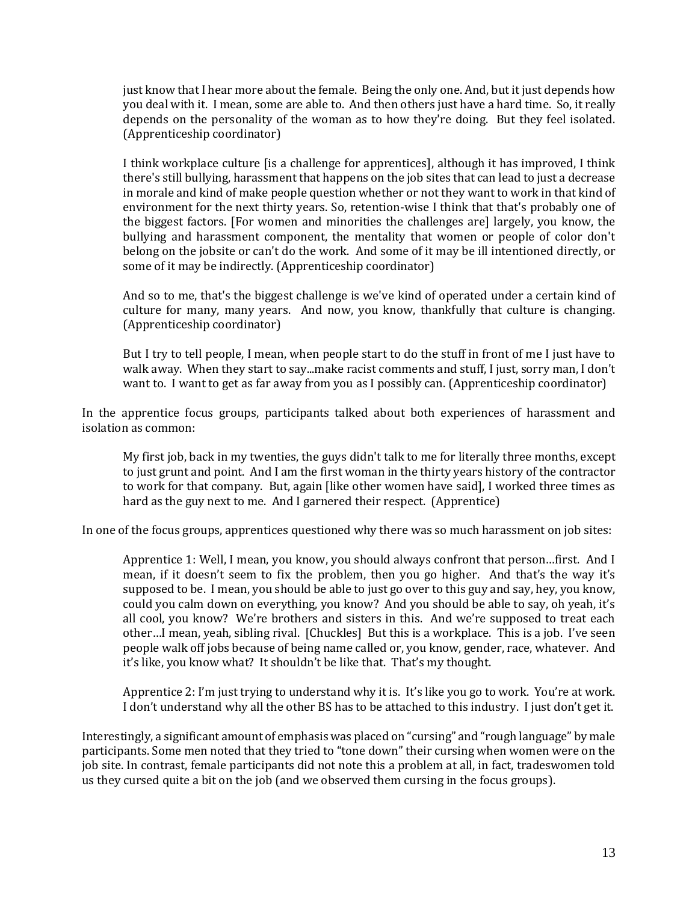> just know that I hear more about the female. Being the only one. And, but it just depends how you deal with it. I mean, some are able to. And then others just have a hard time. So, it really depends on the personality of the woman as to how they're doing. But they feel isolated. (Apprenticeship coordinator)

> I think workplace culture [is a challenge for apprentices], although it has improved, I think there's still bullying, harassment that happens on the job sites that can lead to just a decrease in morale and kind of make people question whether or not they want to work in that kind of environment for the next thirty years. So, retention-wise I think that that's probably one of the biggest factors. [For women and minorities the challenges are] largely, you know, the bullying and harassment component, the mentality that women or people of color don't belong on the jobsite or can't do the work. And some of it may be ill intentioned directly, or some of it may be indirectly. (Apprenticeship coordinator)

> And so to me, that's the biggest challenge is we've kind of operated under a certain kind of culture for many, many years. And now, you know, thankfully that culture is changing. (Apprenticeship coordinator)

> But I try to tell people, I mean, when people start to do the stuff in front of me I just have to walk away. When they start to say...make racist comments and stuff, I just, sorry man, I don't want to. I want to get as far away from you as I possibly can. (Apprenticeship coordinator)

In the apprentice focus groups, participants talked about both experiences of harassment and isolation as common:

> My first job, back in my twenties, the guys didn't talk to me for literally three months, except to just grunt and point. And I am the first woman in the thirty years history of the contractor to work for that company. But, again [like other women have said], I worked three times as hard as the guy next to me. And I garnered their respect. (Apprentice)

In one of the focus groups, apprentices questioned why there was so much harassment on job sites:

> Apprentice 1: Well, I mean, you know, you should always confront that person…first. And I mean, if it doesn't seem to fix the problem, then you go higher. And that's the way it's supposed to be. I mean, you should be able to just go over to this guy and say, hey, you know, could you calm down on everything, you know? And you should be able to say, oh yeah, it's all cool, you know? We're brothers and sisters in this. And we're supposed to treat each other…I mean, yeah, sibling rival. [Chuckles] But this is a workplace. This is a job. I've seen people walk off jobs because of being name called or, you know, gender, race, whatever. And it's like, you know what? It shouldn't be like that. That's my thought.

> Apprentice 2: I'm just trying to understand why it is. It's like you go to work. You're at work. I don't understand why all the other BS has to be attached to this industry. I just don't get it.

Interestingly, a significant amount of emphasis was placed on "cursing" and "rough language" by male participants. Some men noted that they tried to "tone down" their cursing when women were on the job site. In contrast, female participants did not note this a problem at all, in fact, tradeswomen told us they cursed quite a bit on the job (and we observed them cursing in the focus groups).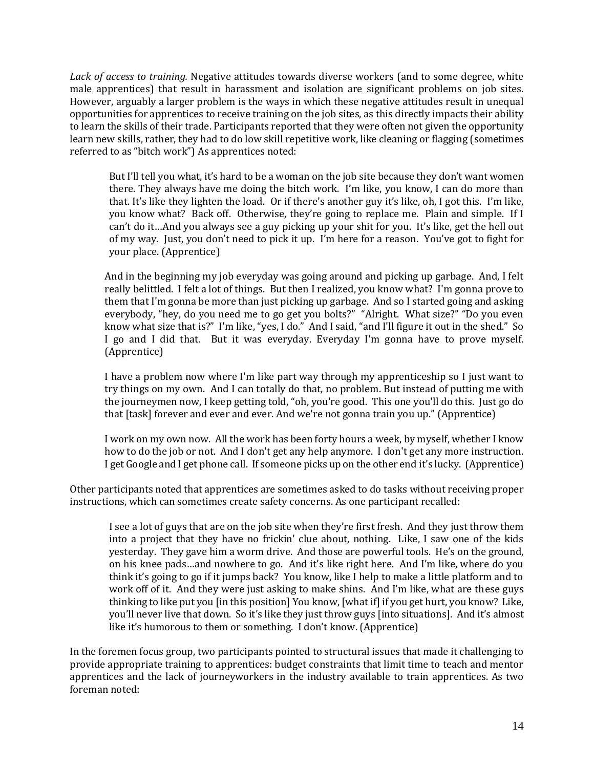*Lack of access to training.* Negative attitudes towards diverse workers (and to some degree, white male apprentices) that result in harassment and isolation are significant problems on job sites. However, arguably a larger problem is the ways in which these negative attitudes result in unequal opportunities for apprentices to receive training on the job sites, as this directly impacts their ability to learn the skills of their trade. Participants reported that they were often not given the opportunity learn new skills, rather, they had to do low skill repetitive work, like cleaning or flagging (sometimes referred to as "bitch work") As apprentices noted:

> But I'll tell you what, it's hard to be a woman on the job site because they don't want women there. They always have me doing the bitch work. I'm like, you know, I can do more than that. It's like they lighten the load. Or if there's another guy it's like, oh, I got this. I'm like, you know what? Back off. Otherwise, they're going to replace me. Plain and simple. If I can't do it…And you always see a guy picking up your shit for you. It's like, get the hell out of my way. Just, you don't need to pick it up. I'm here for a reason. You've got to fight for your place. (Apprentice)

> And in the beginning my job everyday was going around and picking up garbage. And, I felt really belittled. I felt a lot of things. But then I realized, you know what? I'm gonna prove to them that I'm gonna be more than just picking up garbage. And so I started going and asking everybody, "hey, do you need me to go get you bolts?" "Alright. What size?" "Do you even know what size that is?" I'm like, "yes, I do." And I said, "and I'll figure it out in the shed." So I go and I did that. But it was everyday. Everyday I'm gonna have to prove myself. (Apprentice)

> I have a problem now where I'm like part way through my apprenticeship so I just want to try things on my own. And I can totally do that, no problem. But instead of putting me with the journeymen now, I keep getting told, "oh, you're good. This one you'll do this. Just go do that [task] forever and ever and ever. And we're not gonna train you up." (Apprentice)

> I work on my own now. All the work has been forty hours a week, by myself, whether I know how to do the job or not. And I don't get any help anymore. I don't get any more instruction. I get Google and I get phone call. If someone picks up on the other end it's lucky. (Apprentice)

Other participants noted that apprentices are sometimes asked to do tasks without receiving proper instructions, which can sometimes create safety concerns. As one participant recalled:

> I see a lot of guys that are on the job site when they're first fresh. And they just throw them into a project that they have no frickin' clue about, nothing. Like, I saw one of the kids yesterday. They gave him a worm drive. And those are powerful tools. He's on the ground, on his knee pads…and nowhere to go. And it's like right here. And I'm like, where do you think it's going to go if it jumps back? You know, like I help to make a little platform and to work off of it. And they were just asking to make shins. And I'm like, what are these guys thinking to like put you [in this position] You know, [what if] if you get hurt, you know? Like, you'll never live that down. So it's like they just throw guys [into situations]. And it's almost like it's humorous to them or something. I don't know. (Apprentice)

In the foremen focus group, two participants pointed to structural issues that made it challenging to provide appropriate training to apprentices: budget constraints that limit time to teach and mentor apprentices and the lack of journeyworkers in the industry available to train apprentices. As two foreman noted: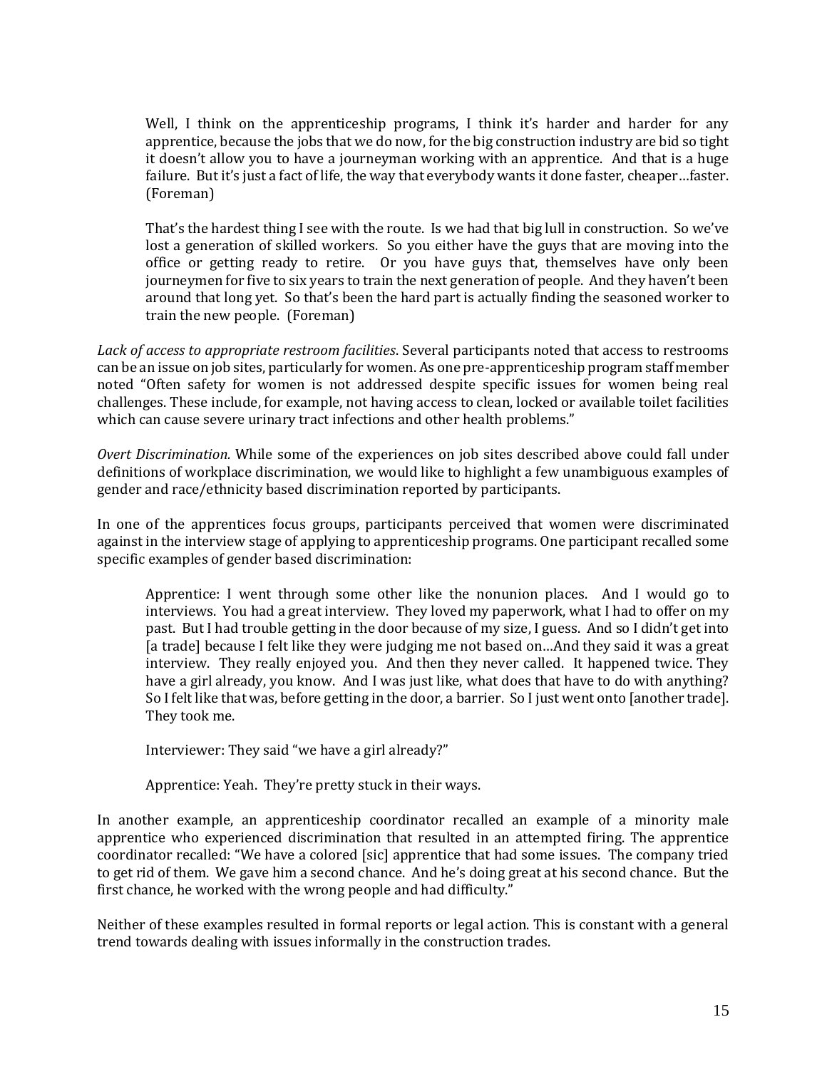> Well, I think on the apprenticeship programs, I think it's harder and harder for any apprentice, because the jobs that we do now, for the big construction industry are bid so tight it doesn't allow you to have a journeyman working with an apprentice. And that is a huge failure. But it's just a fact of life, the way that everybody wants it done faster, cheaper…faster. (Foreman)

> That's the hardest thing I see with the route. Is we had that big lull in construction. So we've lost a generation of skilled workers. So you either have the guys that are moving into the office or getting ready to retire. Or you have guys that, themselves have only been journeymen for five to six years to train the next generation of people. And they haven't been around that long yet. So that's been the hard part is actually finding the seasoned worker to train the new people. (Foreman)

*Lack of access to appropriate restroom facilities*. Several participants noted that access to restrooms can be an issue on job sites, particularly for women. As one pre-apprenticeship program staff member noted "Often safety for women is not addressed despite specific issues for women being real challenges. These include, for example, not having access to clean, locked or available toilet facilities which can cause severe urinary tract infections and other health problems."

*Overt Discrimination*. While some of the experiences on job sites described above could fall under definitions of workplace discrimination, we would like to highlight a few unambiguous examples of gender and race/ethnicity based discrimination reported by participants.

In one of the apprentices focus groups, participants perceived that women were discriminated against in the interview stage of applying to apprenticeship programs. One participant recalled some specific examples of gender based discrimination:

> Apprentice: I went through some other like the nonunion places. And I would go to interviews. You had a great interview. They loved my paperwork, what I had to offer on my past. But I had trouble getting in the door because of my size, I guess. And so I didn't get into [a trade] because I felt like they were judging me not based on…And they said it was a great interview. They really enjoyed you. And then they never called. It happened twice. They have a girl already, you know. And I was just like, what does that have to do with anything? So I felt like that was, before getting in the door, a barrier. So I just went onto [another trade]. They took me.
>
> Interviewer: They said "we have a girl already?"
>
> Apprentice: Yeah. They're pretty stuck in their ways.

In another example, an apprenticeship coordinator recalled an example of a minority male apprentice who experienced discrimination that resulted in an attempted firing. The apprentice coordinator recalled: "We have a colored [sic] apprentice that had some issues. The company tried to get rid of them. We gave him a second chance. And he's doing great at his second chance. But the first chance, he worked with the wrong people and had difficulty."

Neither of these examples resulted in formal reports or legal action. This is constant with a general trend towards dealing with issues informally in the construction trades.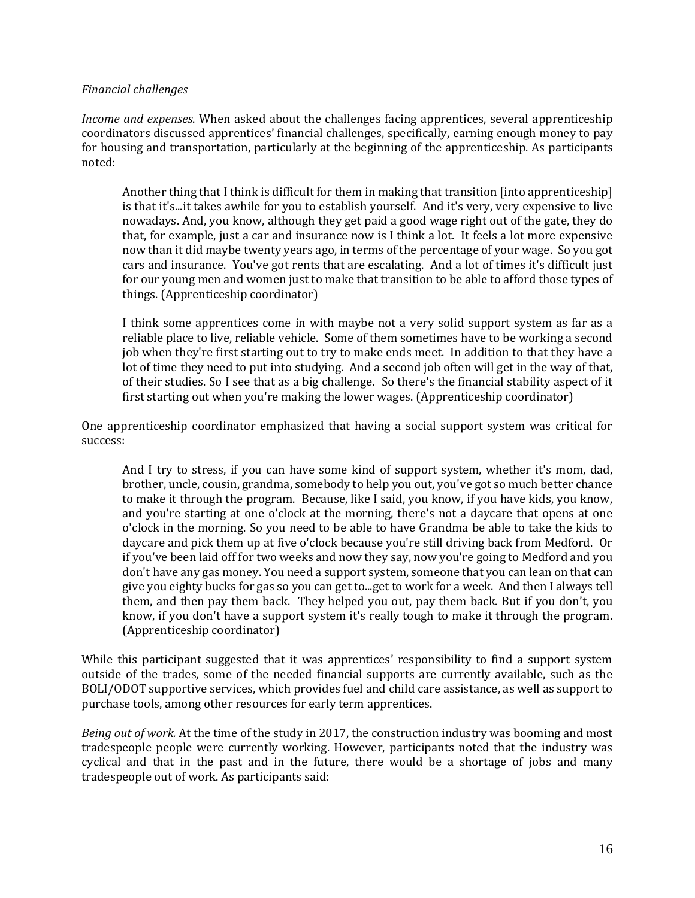*Financial challenges*

*Income and expenses*. When asked about the challenges facing apprentices, several apprenticeship coordinators discussed apprentices' financial challenges, specifically, earning enough money to pay for housing and transportation, particularly at the beginning of the apprenticeship. As participants noted:

> Another thing that I think is difficult for them in making that transition [into apprenticeship] is that it's...it takes awhile for you to establish yourself. And it's very, very expensive to live nowadays. And, you know, although they get paid a good wage right out of the gate, they do that, for example, just a car and insurance now is I think a lot. It feels a lot more expensive now than it did maybe twenty years ago, in terms of the percentage of your wage. So you got cars and insurance. You've got rents that are escalating. And a lot of times it's difficult just for our young men and women just to make that transition to be able to afford those types of things. (Apprenticeship coordinator)

> I think some apprentices come in with maybe not a very solid support system as far as a reliable place to live, reliable vehicle. Some of them sometimes have to be working a second job when they're first starting out to try to make ends meet. In addition to that they have a lot of time they need to put into studying. And a second job often will get in the way of that, of their studies. So I see that as a big challenge. So there's the financial stability aspect of it first starting out when you're making the lower wages. (Apprenticeship coordinator)

One apprenticeship coordinator emphasized that having a social support system was critical for success:

> And I try to stress, if you can have some kind of support system, whether it's mom, dad, brother, uncle, cousin, grandma, somebody to help you out, you've got so much better chance to make it through the program. Because, like I said, you know, if you have kids, you know, and you're starting at one o'clock at the morning, there's not a daycare that opens at one o'clock in the morning. So you need to be able to have Grandma be able to take the kids to daycare and pick them up at five o'clock because you're still driving back from Medford. Or if you've been laid off for two weeks and now they say, now you're going to Medford and you don't have any gas money. You need a support system, someone that you can lean on that can give you eighty bucks for gas so you can get to...get to work for a week. And then I always tell them, and then pay them back. They helped you out, pay them back. But if you don't, you know, if you don't have a support system it's really tough to make it through the program. (Apprenticeship coordinator)

While this participant suggested that it was apprentices' responsibility to find a support system outside of the trades, some of the needed financial supports are currently available, such as the BOLI/ODOT supportive services, which provides fuel and child care assistance, as well as support to purchase tools, among other resources for early term apprentices.

*Being out of work.* At the time of the study in 2017, the construction industry was booming and most tradespeople people were currently working. However, participants noted that the industry was cyclical and that in the past and in the future, there would be a shortage of jobs and many tradespeople out of work. As participants said: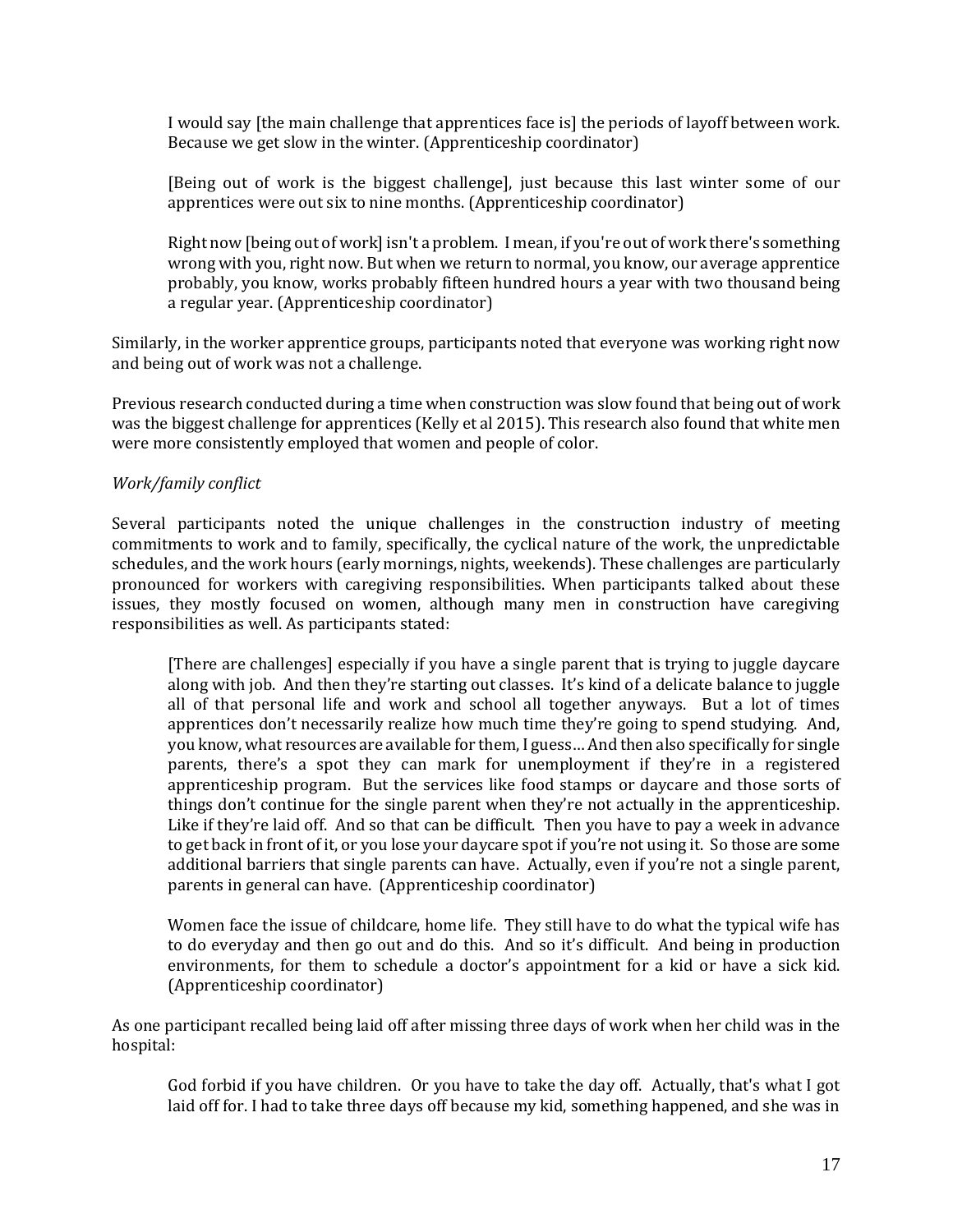> I would say [the main challenge that apprentices face is] the periods of layoff between work. Because we get slow in the winter. (Apprenticeship coordinator)

> [Being out of work is the biggest challenge], just because this last winter some of our apprentices were out six to nine months. (Apprenticeship coordinator)

> Right now [being out of work] isn't a problem. I mean, if you're out of work there's something wrong with you, right now. But when we return to normal, you know, our average apprentice probably, you know, works probably fifteen hundred hours a year with two thousand being a regular year. (Apprenticeship coordinator)

Similarly, in the worker apprentice groups, participants noted that everyone was working right now and being out of work was not a challenge.

Previous research conducted during a time when construction was slow found that being out of work was the biggest challenge for apprentices (Kelly et al 2015). This research also found that white men were more consistently employed that women and people of color.

*Work/family conflict*

Several participants noted the unique challenges in the construction industry of meeting commitments to work and to family, specifically, the cyclical nature of the work, the unpredictable schedules, and the work hours (early mornings, nights, weekends). These challenges are particularly pronounced for workers with caregiving responsibilities. When participants talked about these issues, they mostly focused on women, although many men in construction have caregiving responsibilities as well. As participants stated:

> [There are challenges] especially if you have a single parent that is trying to juggle daycare along with job. And then they're starting out classes. It's kind of a delicate balance to juggle all of that personal life and work and school all together anyways. But a lot of times apprentices don't necessarily realize how much time they're going to spend studying. And, you know, what resources are available for them, I guess… And then also specifically for single parents, there's a spot they can mark for unemployment if they're in a registered apprenticeship program. But the services like food stamps or daycare and those sorts of things don't continue for the single parent when they're not actually in the apprenticeship. Like if they're laid off. And so that can be difficult. Then you have to pay a week in advance to get back in front of it, or you lose your daycare spot if you're not using it. So those are some additional barriers that single parents can have. Actually, even if you're not a single parent, parents in general can have. (Apprenticeship coordinator)

> Women face the issue of childcare, home life. They still have to do what the typical wife has to do everyday and then go out and do this. And so it's difficult. And being in production environments, for them to schedule a doctor's appointment for a kid or have a sick kid. (Apprenticeship coordinator)

As one participant recalled being laid off after missing three days of work when her child was in the hospital:

> God forbid if you have children. Or you have to take the day off. Actually, that's what I got laid off for. I had to take three days off because my kid, something happened, and she was in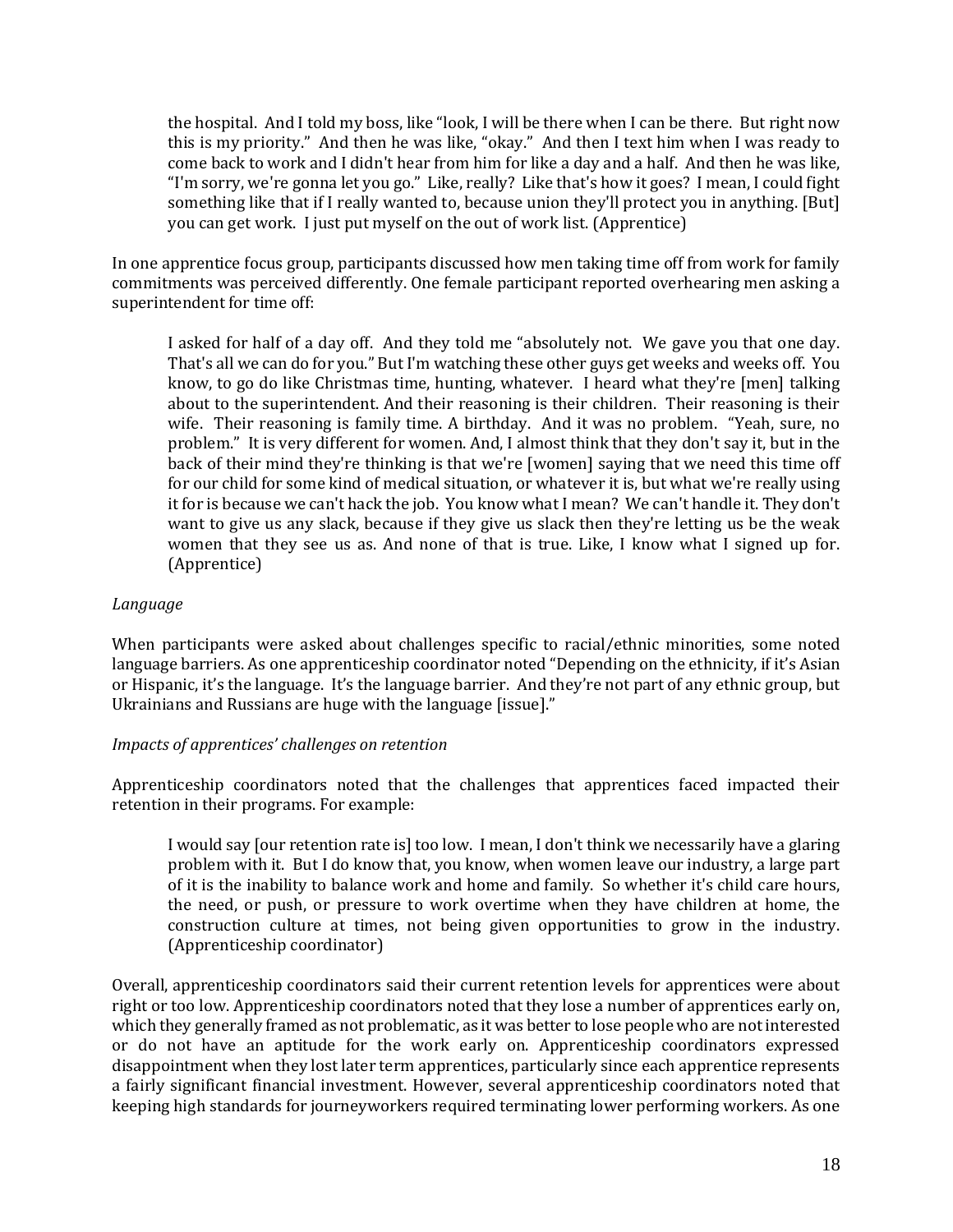> the hospital. And I told my boss, like "look, I will be there when I can be there. But right now this is my priority." And then he was like, "okay." And then I text him when I was ready to come back to work and I didn't hear from him for like a day and a half. And then he was like, "I'm sorry, we're gonna let you go." Like, really? Like that's how it goes? I mean, I could fight something like that if I really wanted to, because union they'll protect you in anything. [But] you can get work. I just put myself on the out of work list. (Apprentice)

In one apprentice focus group, participants discussed how men taking time off from work for family commitments was perceived differently. One female participant reported overhearing men asking a superintendent for time off:

> I asked for half of a day off. And they told me "absolutely not. We gave you that one day. That's all we can do for you." But I'm watching these other guys get weeks and weeks off. You know, to go do like Christmas time, hunting, whatever. I heard what they're [men] talking about to the superintendent. And their reasoning is their children. Their reasoning is their wife. Their reasoning is family time. A birthday. And it was no problem. "Yeah, sure, no problem." It is very different for women. And, I almost think that they don't say it, but in the back of their mind they're thinking is that we're [women] saying that we need this time off for our child for some kind of medical situation, or whatever it is, but what we're really using it for is because we can't hack the job. You know what I mean? We can't handle it. They don't want to give us any slack, because if they give us slack then they're letting us be the weak women that they see us as. And none of that is true. Like, I know what I signed up for. (Apprentice)

*Language*

When participants were asked about challenges specific to racial/ethnic minorities, some noted language barriers. As one apprenticeship coordinator noted "Depending on the ethnicity, if it's Asian or Hispanic, it's the language. It's the language barrier. And they're not part of any ethnic group, but Ukrainians and Russians are huge with the language [issue]."

*Impacts of apprentices' challenges on retention*

Apprenticeship coordinators noted that the challenges that apprentices faced impacted their retention in their programs. For example:

> I would say [our retention rate is] too low. I mean, I don't think we necessarily have a glaring problem with it. But I do know that, you know, when women leave our industry, a large part of it is the inability to balance work and home and family. So whether it's child care hours, the need, or push, or pressure to work overtime when they have children at home, the construction culture at times, not being given opportunities to grow in the industry. (Apprenticeship coordinator)

Overall, apprenticeship coordinators said their current retention levels for apprentices were about right or too low. Apprenticeship coordinators noted that they lose a number of apprentices early on, which they generally framed as not problematic, as it was better to lose people who are not interested or do not have an aptitude for the work early on. Apprenticeship coordinators expressed disappointment when they lost later term apprentices, particularly since each apprentice represents a fairly significant financial investment. However, several apprenticeship coordinators noted that keeping high standards for journeyworkers required terminating lower performing workers. As one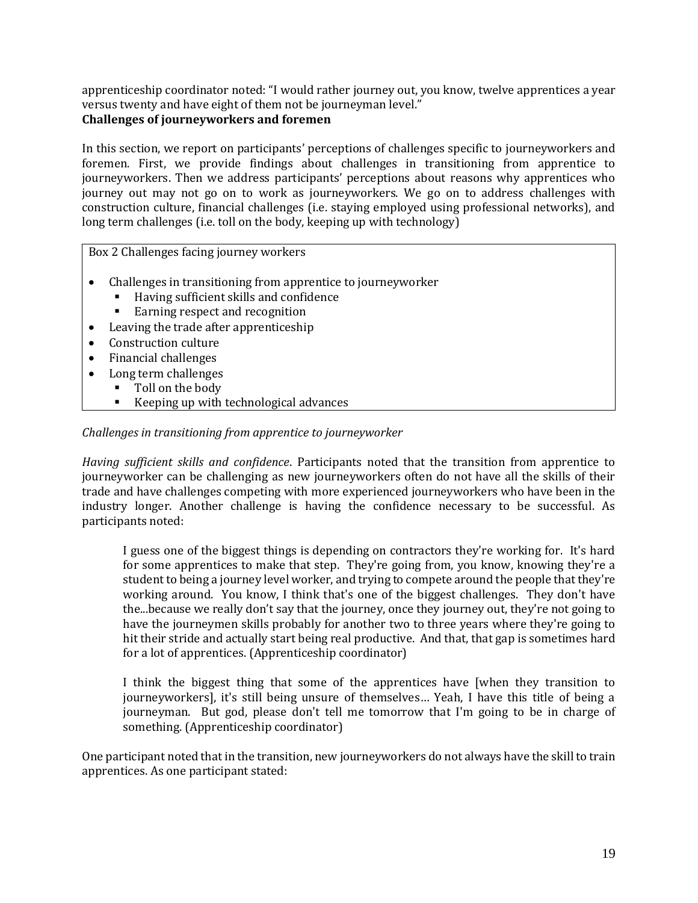apprenticeship coordinator noted: "I would rather journey out, you know, twelve apprentices a year versus twenty and have eight of them not be journeyman level."

**Challenges of journeyworkers and foremen**

In this section, we report on participants' perceptions of challenges specific to journeyworkers and foremen. First, we provide findings about challenges in transitioning from apprentice to journeyworkers. Then we address participants' perceptions about reasons why apprentices who journey out may not go on to work as journeyworkers. We go on to address challenges with construction culture, financial challenges (i.e. staying employed using professional networks), and long term challenges (i.e. toll on the body, keeping up with technology)

Box 2 Challenges facing journey workers

- Challenges in transitioning from apprentice to journeyworker
  - Having sufficient skills and confidence
  - Earning respect and recognition
- Leaving the trade after apprenticeship
- Construction culture
- Financial challenges
- Long term challenges
  - Toll on the body
  - Keeping up with technological advances

*Challenges in transitioning from apprentice to journeyworker*

*Having sufficient skills and confidence*. Participants noted that the transition from apprentice to journeyworker can be challenging as new journeyworkers often do not have all the skills of their trade and have challenges competing with more experienced journeyworkers who have been in the industry longer. Another challenge is having the confidence necessary to be successful. As participants noted:

> I guess one of the biggest things is depending on contractors they're working for. It's hard for some apprentices to make that step. They're going from, you know, knowing they're a student to being a journey level worker, and trying to compete around the people that they're working around. You know, I think that's one of the biggest challenges. They don't have the...because we really don't say that the journey, once they journey out, they're not going to have the journeymen skills probably for another two to three years where they're going to hit their stride and actually start being real productive. And that, that gap is sometimes hard for a lot of apprentices. (Apprenticeship coordinator)

> I think the biggest thing that some of the apprentices have [when they transition to journeyworkers], it's still being unsure of themselves… Yeah, I have this title of being a journeyman. But god, please don't tell me tomorrow that I'm going to be in charge of something. (Apprenticeship coordinator)

One participant noted that in the transition, new journeyworkers do not always have the skill to train apprentices. As one participant stated: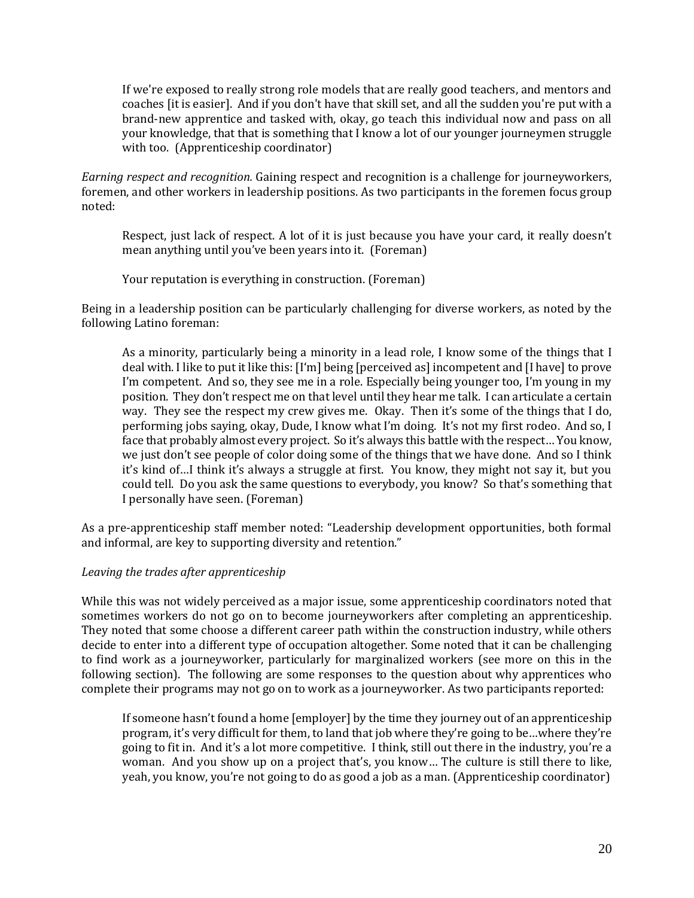> If we're exposed to really strong role models that are really good teachers, and mentors and coaches [it is easier]. And if you don't have that skill set, and all the sudden you're put with a brand-new apprentice and tasked with, okay, go teach this individual now and pass on all your knowledge, that that is something that I know a lot of our younger journeymen struggle with too. (Apprenticeship coordinator)

*Earning respect and recognition.* Gaining respect and recognition is a challenge for journeyworkers, foremen, and other workers in leadership positions. As two participants in the foremen focus group noted:

> Respect, just lack of respect. A lot of it is just because you have your card, it really doesn't mean anything until you've been years into it. (Foreman)

> Your reputation is everything in construction. (Foreman)

Being in a leadership position can be particularly challenging for diverse workers, as noted by the following Latino foreman:

> As a minority, particularly being a minority in a lead role, I know some of the things that I deal with. I like to put it like this: [I'm] being [perceived as] incompetent and [I have] to prove I'm competent. And so, they see me in a role. Especially being younger too, I'm young in my position. They don't respect me on that level until they hear me talk. I can articulate a certain way. They see the respect my crew gives me. Okay. Then it's some of the things that I do, performing jobs saying, okay, Dude, I know what I'm doing. It's not my first rodeo. And so, I face that probably almost every project. So it's always this battle with the respect… You know, we just don't see people of color doing some of the things that we have done. And so I think it's kind of…I think it's always a struggle at first. You know, they might not say it, but you could tell. Do you ask the same questions to everybody, you know? So that's something that I personally have seen. (Foreman)

As a pre-apprenticeship staff member noted: "Leadership development opportunities, both formal and informal, are key to supporting diversity and retention."

*Leaving the trades after apprenticeship*

While this was not widely perceived as a major issue, some apprenticeship coordinators noted that sometimes workers do not go on to become journeyworkers after completing an apprenticeship. They noted that some choose a different career path within the construction industry, while others decide to enter into a different type of occupation altogether. Some noted that it can be challenging to find work as a journeyworker, particularly for marginalized workers (see more on this in the following section). The following are some responses to the question about why apprentices who complete their programs may not go on to work as a journeyworker. As two participants reported:

> If someone hasn't found a home [employer] by the time they journey out of an apprenticeship program, it's very difficult for them, to land that job where they're going to be…where they're going to fit in. And it's a lot more competitive. I think, still out there in the industry, you're a woman. And you show up on a project that's, you know… The culture is still there to like, yeah, you know, you're not going to do as good a job as a man. (Apprenticeship coordinator)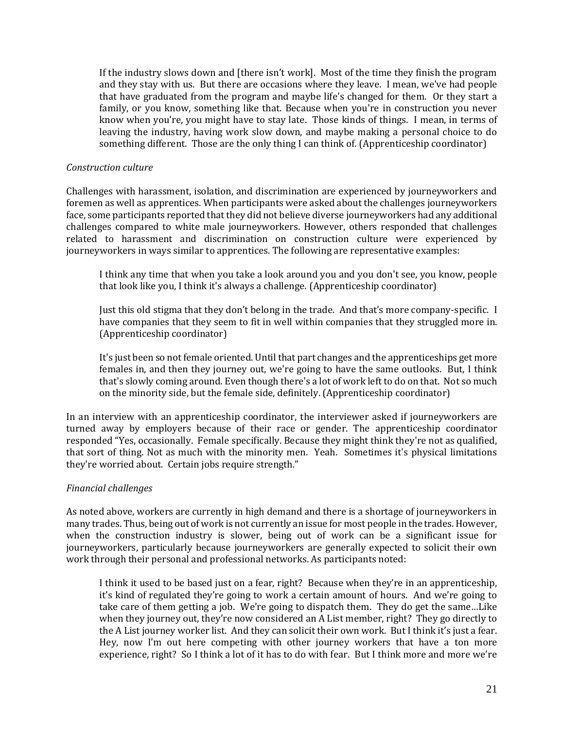> If the industry slows down and [there isn't work]. Most of the time they finish the program and they stay with us. But there are occasions where they leave. I mean, we've had people that have graduated from the program and maybe life's changed for them. Or they start a family, or you know, something like that. Because when you're in construction you never know when you're, you might have to stay late. Those kinds of things. I mean, in terms of leaving the industry, having work slow down, and maybe making a personal choice to do something different. Those are the only thing I can think of. (Apprenticeship coordinator)

*Construction culture*

Challenges with harassment, isolation, and discrimination are experienced by journeyworkers and foremen as well as apprentices. When participants were asked about the challenges journeyworkers face, some participants reported that they did not believe diverse journeyworkers had any additional challenges compared to white male journeyworkers. However, others responded that challenges related to harassment and discrimination on construction culture were experienced by journeyworkers in ways similar to apprentices. The following are representative examples:

> I think any time that when you take a look around you and you don't see, you know, people that look like you, I think it's always a challenge. (Apprenticeship coordinator)

> Just this old stigma that they don't belong in the trade. And that's more company-specific. I have companies that they seem to fit in well within companies that they struggled more in. (Apprenticeship coordinator)

> It's just been so not female oriented. Until that part changes and the apprenticeships get more females in, and then they journey out, we're going to have the same outlooks. But, I think that's slowly coming around. Even though there's a lot of work left to do on that. Not so much on the minority side, but the female side, definitely. (Apprenticeship coordinator)

In an interview with an apprenticeship coordinator, the interviewer asked if journeyworkers are turned away by employers because of their race or gender. The apprenticeship coordinator responded "Yes, occasionally. Female specifically. Because they might think they're not as qualified, that sort of thing. Not as much with the minority men. Yeah. Sometimes it's physical limitations they're worried about. Certain jobs require strength."

*Financial challenges*

As noted above, workers are currently in high demand and there is a shortage of journeyworkers in many trades. Thus, being out of work is not currently an issue for most people in the trades. However, when the construction industry is slower, being out of work can be a significant issue for journeyworkers, particularly because journeyworkers are generally expected to solicit their own work through their personal and professional networks. As participants noted:

> I think it used to be based just on a fear, right? Because when they're in an apprenticeship, it's kind of regulated they're going to work a certain amount of hours. And we're going to take care of them getting a job. We're going to dispatch them. They do get the same…Like when they journey out, they're now considered an A List member, right? They go directly to the A List journey worker list. And they can solicit their own work. But I think it's just a fear. Hey, now I'm out here competing with other journey workers that have a ton more experience, right? So I think a lot of it has to do with fear. But I think more and more we're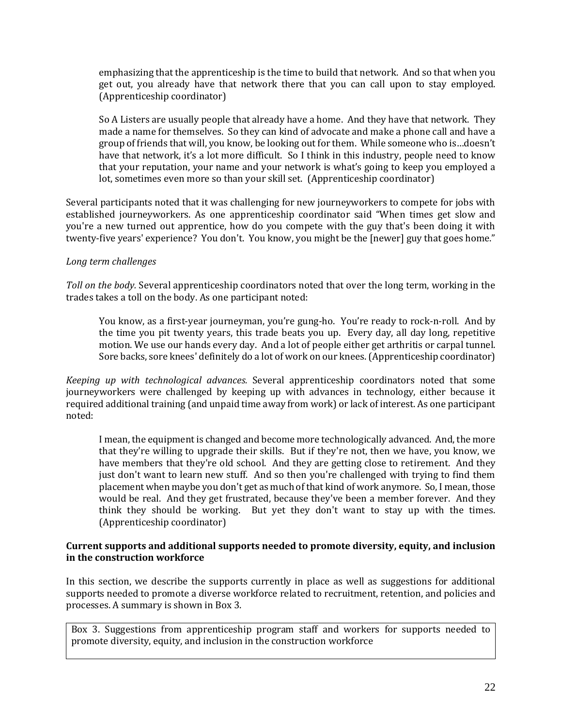emphasizing that the apprenticeship is the time to build that network. And so that when you get out, you already have that network there that you can call upon to stay employed. (Apprenticeship coordinator)

> So A Listers are usually people that already have a home. And they have that network. They made a name for themselves. So they can kind of advocate and make a phone call and have a group of friends that will, you know, be looking out for them. While someone who is…doesn't have that network, it's a lot more difficult. So I think in this industry, people need to know that your reputation, your name and your network is what's going to keep you employed a lot, sometimes even more so than your skill set. (Apprenticeship coordinator)

Several participants noted that it was challenging for new journeyworkers to compete for jobs with established journeyworkers. As one apprenticeship coordinator said "When times get slow and you're a new turned out apprentice, how do you compete with the guy that's been doing it with twenty-five years' experience? You don't. You know, you might be the [newer] guy that goes home."

*Long term challenges*

*Toll on the body.* Several apprenticeship coordinators noted that over the long term, working in the trades takes a toll on the body. As one participant noted:

> You know, as a first-year journeyman, you're gung-ho. You're ready to rock-n-roll. And by the time you pit twenty years, this trade beats you up. Every day, all day long, repetitive motion. We use our hands every day. And a lot of people either get arthritis or carpal tunnel. Sore backs, sore knees' definitely do a lot of work on our knees. (Apprenticeship coordinator)

*Keeping up with technological advances.* Several apprenticeship coordinators noted that some journeyworkers were challenged by keeping up with advances in technology, either because it required additional training (and unpaid time away from work) or lack of interest. As one participant noted:

> I mean, the equipment is changed and become more technologically advanced. And, the more that they're willing to upgrade their skills. But if they're not, then we have, you know, we have members that they're old school. And they are getting close to retirement. And they just don't want to learn new stuff. And so then you're challenged with trying to find them placement when maybe you don't get as much of that kind of work anymore. So, I mean, those would be real. And they get frustrated, because they've been a member forever. And they think they should be working. But yet they don't want to stay up with the times. (Apprenticeship coordinator)

**Current supports and additional supports needed to promote diversity, equity, and inclusion in the construction workforce**

In this section, we describe the supports currently in place as well as suggestions for additional supports needed to promote a diverse workforce related to recruitment, retention, and policies and processes. A summary is shown in Box 3.

Box 3. Suggestions from apprenticeship program staff and workers for supports needed to promote diversity, equity, and inclusion in the construction workforce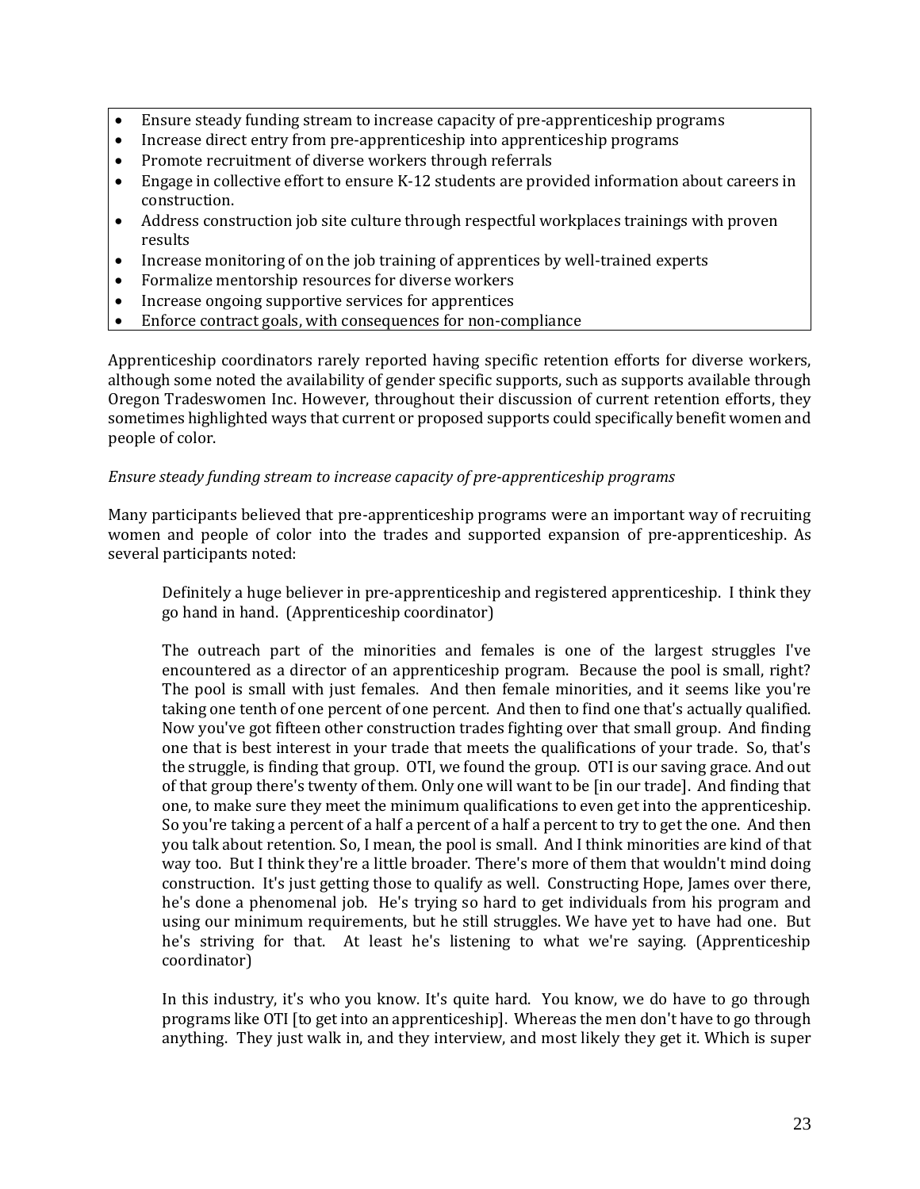- Ensure steady funding stream to increase capacity of pre-apprenticeship programs
- Increase direct entry from pre-apprenticeship into apprenticeship programs
- Promote recruitment of diverse workers through referrals
- Engage in collective effort to ensure K-12 students are provided information about careers in construction.
- Address construction job site culture through respectful workplaces trainings with proven results
- Increase monitoring of on the job training of apprentices by well-trained experts
- Formalize mentorship resources for diverse workers
- Increase ongoing supportive services for apprentices
- Enforce contract goals, with consequences for non-compliance

Apprenticeship coordinators rarely reported having specific retention efforts for diverse workers, although some noted the availability of gender specific supports, such as supports available through Oregon Tradeswomen Inc. However, throughout their discussion of current retention efforts, they sometimes highlighted ways that current or proposed supports could specifically benefit women and people of color.

*Ensure steady funding stream to increase capacity of pre-apprenticeship programs*

Many participants believed that pre-apprenticeship programs were an important way of recruiting women and people of color into the trades and supported expansion of pre-apprenticeship. As several participants noted:

> Definitely a huge believer in pre-apprenticeship and registered apprenticeship. I think they go hand in hand. (Apprenticeship coordinator)

> The outreach part of the minorities and females is one of the largest struggles I've encountered as a director of an apprenticeship program. Because the pool is small, right? The pool is small with just females. And then female minorities, and it seems like you're taking one tenth of one percent of one percent. And then to find one that's actually qualified. Now you've got fifteen other construction trades fighting over that small group. And finding one that is best interest in your trade that meets the qualifications of your trade. So, that's the struggle, is finding that group. OTI, we found the group. OTI is our saving grace. And out of that group there's twenty of them. Only one will want to be [in our trade]. And finding that one, to make sure they meet the minimum qualifications to even get into the apprenticeship. So you're taking a percent of a half a percent of a half a percent to try to get the one. And then you talk about retention. So, I mean, the pool is small. And I think minorities are kind of that way too. But I think they're a little broader. There's more of them that wouldn't mind doing construction. It's just getting those to qualify as well. Constructing Hope, James over there, he's done a phenomenal job. He's trying so hard to get individuals from his program and using our minimum requirements, but he still struggles. We have yet to have had one. But he's striving for that. At least he's listening to what we're saying. (Apprenticeship coordinator)

> In this industry, it's who you know. It's quite hard. You know, we do have to go through programs like OTI [to get into an apprenticeship]. Whereas the men don't have to go through anything. They just walk in, and they interview, and most likely they get it. Which is super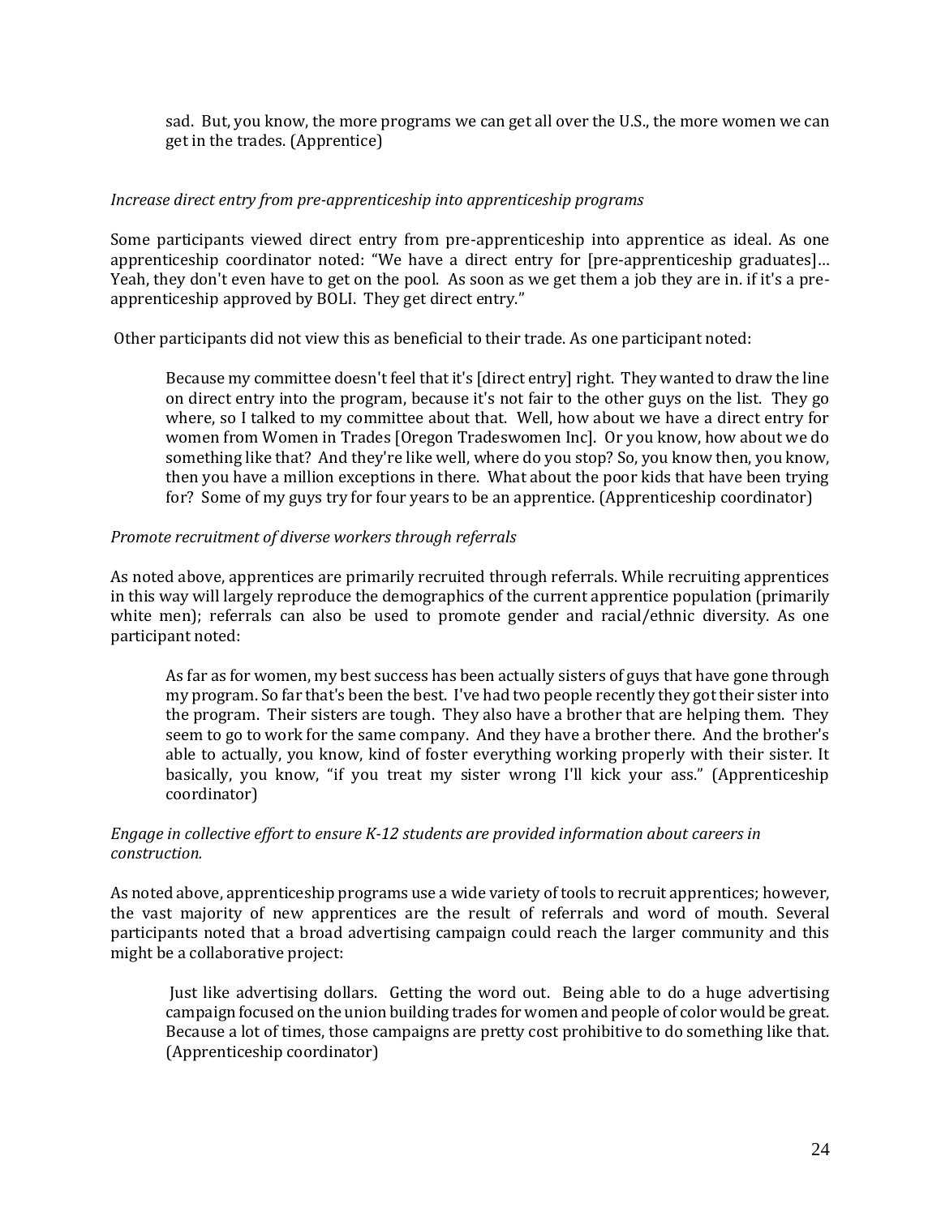> sad. But, you know, the more programs we can get all over the U.S., the more women we can get in the trades. (Apprentice)

*Increase direct entry from pre-apprenticeship into apprenticeship programs*

Some participants viewed direct entry from pre-apprenticeship into apprentice as ideal. As one apprenticeship coordinator noted: "We have a direct entry for [pre-apprenticeship graduates]… Yeah, they don't even have to get on the pool. As soon as we get them a job they are in. if it's a pre-apprenticeship approved by BOLI. They get direct entry."

Other participants did not view this as beneficial to their trade. As one participant noted:

> Because my committee doesn't feel that it's [direct entry] right. They wanted to draw the line on direct entry into the program, because it's not fair to the other guys on the list. They go where, so I talked to my committee about that. Well, how about we have a direct entry for women from Women in Trades [Oregon Tradeswomen Inc]. Or you know, how about we do something like that? And they're like well, where do you stop? So, you know then, you know, then you have a million exceptions in there. What about the poor kids that have been trying for? Some of my guys try for four years to be an apprentice. (Apprenticeship coordinator)

*Promote recruitment of diverse workers through referrals*

As noted above, apprentices are primarily recruited through referrals. While recruiting apprentices in this way will largely reproduce the demographics of the current apprentice population (primarily white men); referrals can also be used to promote gender and racial/ethnic diversity. As one participant noted:

> As far as for women, my best success has been actually sisters of guys that have gone through my program. So far that's been the best. I've had two people recently they got their sister into the program. Their sisters are tough. They also have a brother that are helping them. They seem to go to work for the same company. And they have a brother there. And the brother's able to actually, you know, kind of foster everything working properly with their sister. It basically, you know, "if you treat my sister wrong I'll kick your ass." (Apprenticeship coordinator)

*Engage in collective effort to ensure K-12 students are provided information about careers in construction.*

As noted above, apprenticeship programs use a wide variety of tools to recruit apprentices; however, the vast majority of new apprentices are the result of referrals and word of mouth. Several participants noted that a broad advertising campaign could reach the larger community and this might be a collaborative project:

> Just like advertising dollars. Getting the word out. Being able to do a huge advertising campaign focused on the union building trades for women and people of color would be great. Because a lot of times, those campaigns are pretty cost prohibitive to do something like that. (Apprenticeship coordinator)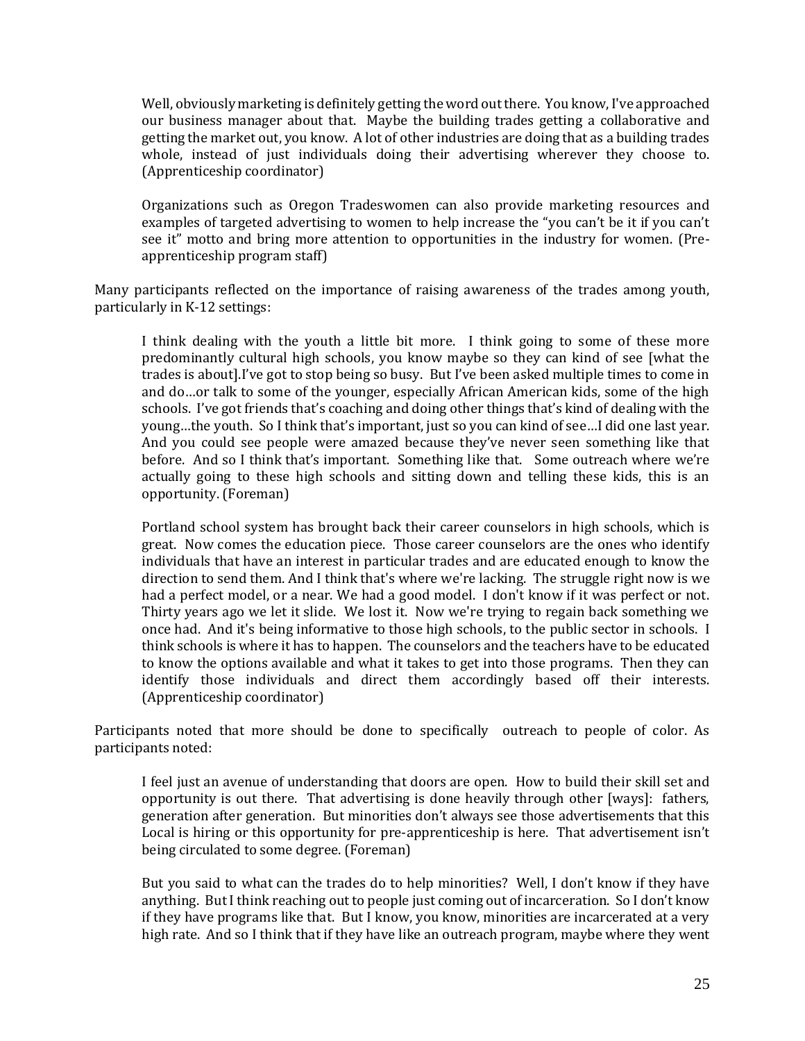> Well, obviously marketing is definitely getting the word out there. You know, I've approached our business manager about that. Maybe the building trades getting a collaborative and getting the market out, you know. A lot of other industries are doing that as a building trades whole, instead of just individuals doing their advertising wherever they choose to. (Apprenticeship coordinator)

> Organizations such as Oregon Tradeswomen can also provide marketing resources and examples of targeted advertising to women to help increase the "you can't be it if you can't see it" motto and bring more attention to opportunities in the industry for women. (Pre-apprenticeship program staff)

Many participants reflected on the importance of raising awareness of the trades among youth, particularly in K-12 settings:

> I think dealing with the youth a little bit more. I think going to some of these more predominantly cultural high schools, you know maybe so they can kind of see [what the trades is about].I've got to stop being so busy. But I've been asked multiple times to come in and do…or talk to some of the younger, especially African American kids, some of the high schools. I've got friends that's coaching and doing other things that's kind of dealing with the young…the youth. So I think that's important, just so you can kind of see…I did one last year. And you could see people were amazed because they've never seen something like that before. And so I think that's important. Something like that. Some outreach where we're actually going to these high schools and sitting down and telling these kids, this is an opportunity. (Foreman)

> Portland school system has brought back their career counselors in high schools, which is great. Now comes the education piece. Those career counselors are the ones who identify individuals that have an interest in particular trades and are educated enough to know the direction to send them. And I think that's where we're lacking. The struggle right now is we had a perfect model, or a near. We had a good model. I don't know if it was perfect or not. Thirty years ago we let it slide. We lost it. Now we're trying to regain back something we once had. And it's being informative to those high schools, to the public sector in schools. I think schools is where it has to happen. The counselors and the teachers have to be educated to know the options available and what it takes to get into those programs. Then they can identify those individuals and direct them accordingly based off their interests. (Apprenticeship coordinator)

Participants noted that more should be done to specifically outreach to people of color. As participants noted:

> I feel just an avenue of understanding that doors are open. How to build their skill set and opportunity is out there. That advertising is done heavily through other [ways]: fathers, generation after generation. But minorities don't always see those advertisements that this Local is hiring or this opportunity for pre-apprenticeship is here. That advertisement isn't being circulated to some degree. (Foreman)

> But you said to what can the trades do to help minorities? Well, I don't know if they have anything. But I think reaching out to people just coming out of incarceration. So I don't know if they have programs like that. But I know, you know, minorities are incarcerated at a very high rate. And so I think that if they have like an outreach program, maybe where they went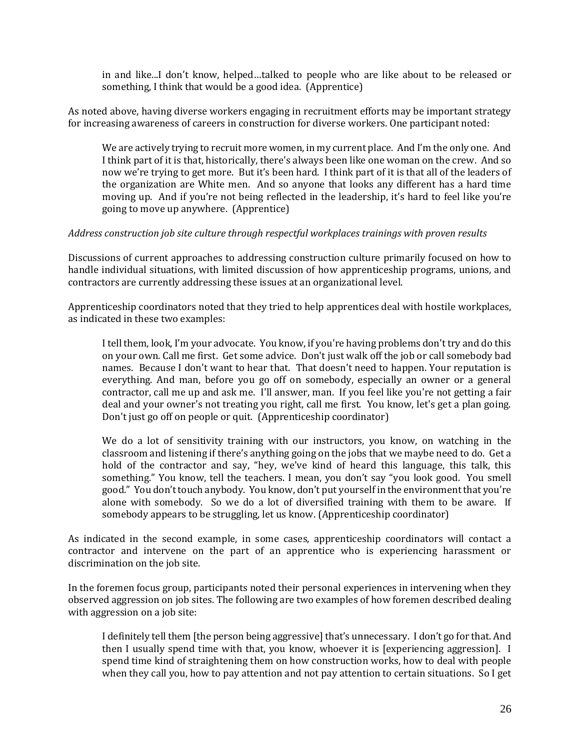> in and like...I don't know, helped…talked to people who are like about to be released or something, I think that would be a good idea. (Apprentice)

As noted above, having diverse workers engaging in recruitment efforts may be important strategy for increasing awareness of careers in construction for diverse workers. One participant noted:

> We are actively trying to recruit more women, in my current place. And I'm the only one. And I think part of it is that, historically, there's always been like one woman on the crew. And so now we're trying to get more. But it's been hard. I think part of it is that all of the leaders of the organization are White men. And so anyone that looks any different has a hard time moving up. And if you're not being reflected in the leadership, it's hard to feel like you're going to move up anywhere. (Apprentice)

*Address construction job site culture through respectful workplaces trainings with proven results*

Discussions of current approaches to addressing construction culture primarily focused on how to handle individual situations, with limited discussion of how apprenticeship programs, unions, and contractors are currently addressing these issues at an organizational level.

Apprenticeship coordinators noted that they tried to help apprentices deal with hostile workplaces, as indicated in these two examples:

> I tell them, look, I'm your advocate. You know, if you're having problems don't try and do this on your own. Call me first. Get some advice. Don't just walk off the job or call somebody bad names. Because I don't want to hear that. That doesn't need to happen. Your reputation is everything. And man, before you go off on somebody, especially an owner or a general contractor, call me up and ask me. I'll answer, man. If you feel like you're not getting a fair deal and your owner's not treating you right, call me first. You know, let's get a plan going. Don't just go off on people or quit. (Apprenticeship coordinator)

> We do a lot of sensitivity training with our instructors, you know, on watching in the classroom and listening if there's anything going on the jobs that we maybe need to do. Get a hold of the contractor and say, "hey, we've kind of heard this language, this talk, this something." You know, tell the teachers. I mean, you don't say "you look good. You smell good." You don't touch anybody. You know, don't put yourself in the environment that you're alone with somebody. So we do a lot of diversified training with them to be aware. If somebody appears to be struggling, let us know. (Apprenticeship coordinator)

As indicated in the second example, in some cases, apprenticeship coordinators will contact a contractor and intervene on the part of an apprentice who is experiencing harassment or discrimination on the job site.

In the foremen focus group, participants noted their personal experiences in intervening when they observed aggression on job sites. The following are two examples of how foremen described dealing with aggression on a job site:

> I definitely tell them [the person being aggressive] that's unnecessary. I don't go for that. And then I usually spend time with that, you know, whoever it is [experiencing aggression]. I spend time kind of straightening them on how construction works, how to deal with people when they call you, how to pay attention and not pay attention to certain situations. So I get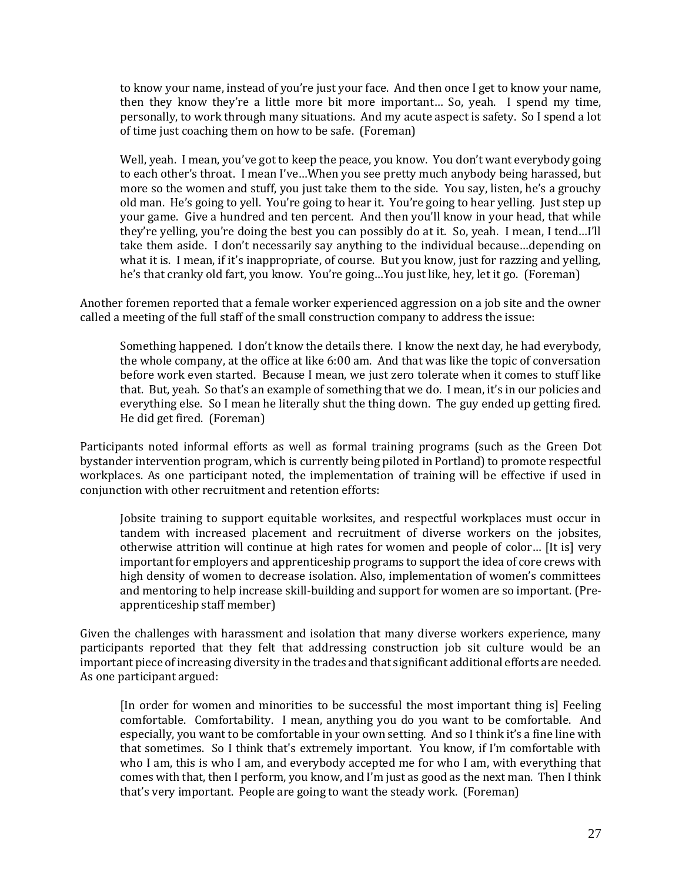> to know your name, instead of you're just your face. And then once I get to know your name, then they know they're a little more bit more important… So, yeah. I spend my time, personally, to work through many situations. And my acute aspect is safety. So I spend a lot of time just coaching them on how to be safe. (Foreman)

> Well, yeah. I mean, you've got to keep the peace, you know. You don't want everybody going to each other's throat. I mean I've…When you see pretty much anybody being harassed, but more so the women and stuff, you just take them to the side. You say, listen, he's a grouchy old man. He's going to yell. You're going to hear it. You're going to hear yelling. Just step up your game. Give a hundred and ten percent. And then you'll know in your head, that while they're yelling, you're doing the best you can possibly do at it. So, yeah. I mean, I tend…I'll take them aside. I don't necessarily say anything to the individual because…depending on what it is. I mean, if it's inappropriate, of course. But you know, just for razzing and yelling, he's that cranky old fart, you know. You're going…You just like, hey, let it go. (Foreman)

Another foremen reported that a female worker experienced aggression on a job site and the owner called a meeting of the full staff of the small construction company to address the issue:

> Something happened. I don't know the details there. I know the next day, he had everybody, the whole company, at the office at like 6:00 am. And that was like the topic of conversation before work even started. Because I mean, we just zero tolerate when it comes to stuff like that. But, yeah. So that's an example of something that we do. I mean, it's in our policies and everything else. So I mean he literally shut the thing down. The guy ended up getting fired. He did get fired. (Foreman)

Participants noted informal efforts as well as formal training programs (such as the Green Dot bystander intervention program, which is currently being piloted in Portland) to promote respectful workplaces. As one participant noted, the implementation of training will be effective if used in conjunction with other recruitment and retention efforts:

> Jobsite training to support equitable worksites, and respectful workplaces must occur in tandem with increased placement and recruitment of diverse workers on the jobsites, otherwise attrition will continue at high rates for women and people of color… [It is] very important for employers and apprenticeship programs to support the idea of core crews with high density of women to decrease isolation. Also, implementation of women's committees and mentoring to help increase skill-building and support for women are so important. (Pre-apprenticeship staff member)

Given the challenges with harassment and isolation that many diverse workers experience, many participants reported that they felt that addressing construction job sit culture would be an important piece of increasing diversity in the trades and that significant additional efforts are needed. As one participant argued:

> [In order for women and minorities to be successful the most important thing is] Feeling comfortable. Comfortability. I mean, anything you do you want to be comfortable. And especially, you want to be comfortable in your own setting. And so I think it's a fine line with that sometimes. So I think that's extremely important. You know, if I'm comfortable with who I am, this is who I am, and everybody accepted me for who I am, with everything that comes with that, then I perform, you know, and I'm just as good as the next man. Then I think that's very important. People are going to want the steady work. (Foreman)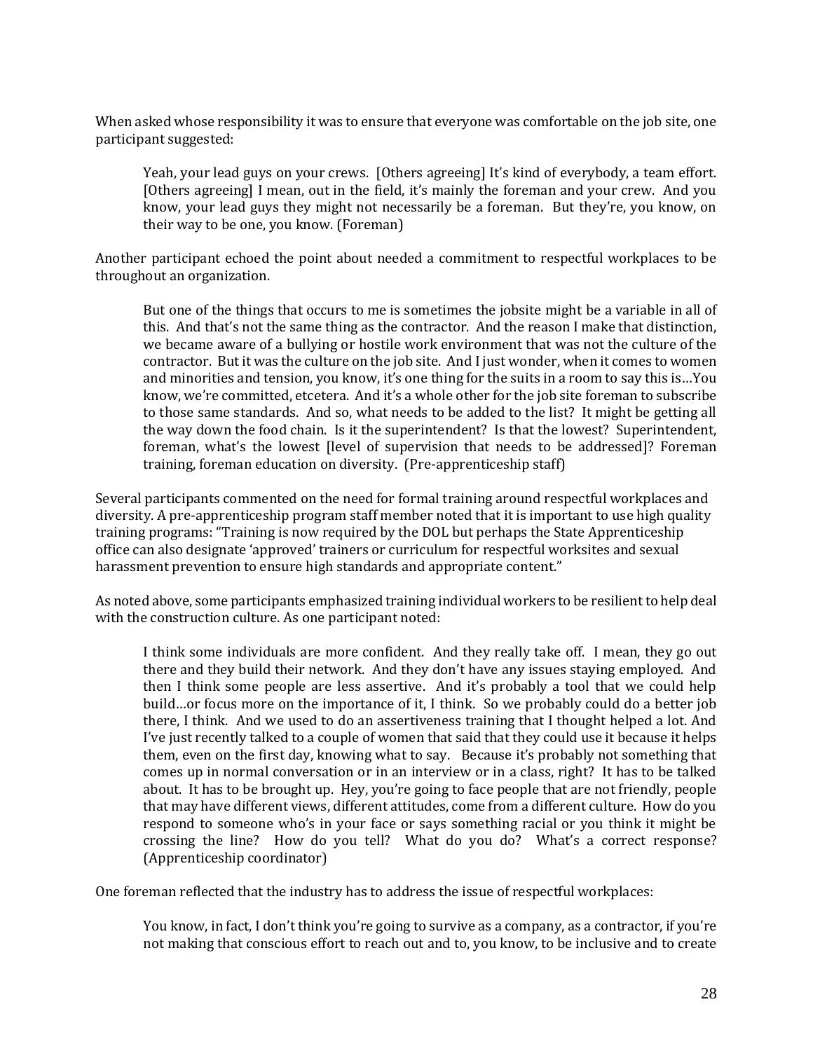When asked whose responsibility it was to ensure that everyone was comfortable on the job site, one participant suggested:

> Yeah, your lead guys on your crews. [Others agreeing] It's kind of everybody, a team effort. [Others agreeing] I mean, out in the field, it's mainly the foreman and your crew. And you know, your lead guys they might not necessarily be a foreman. But they're, you know, on their way to be one, you know. (Foreman)

Another participant echoed the point about needed a commitment to respectful workplaces to be throughout an organization.

> But one of the things that occurs to me is sometimes the jobsite might be a variable in all of this. And that's not the same thing as the contractor. And the reason I make that distinction, we became aware of a bullying or hostile work environment that was not the culture of the contractor. But it was the culture on the job site. And I just wonder, when it comes to women and minorities and tension, you know, it's one thing for the suits in a room to say this is…You know, we're committed, etcetera. And it's a whole other for the job site foreman to subscribe to those same standards. And so, what needs to be added to the list? It might be getting all the way down the food chain. Is it the superintendent? Is that the lowest? Superintendent, foreman, what's the lowest [level of supervision that needs to be addressed]? Foreman training, foreman education on diversity. (Pre-apprenticeship staff)

Several participants commented on the need for formal training around respectful workplaces and diversity. A pre-apprenticeship program staff member noted that it is important to use high quality training programs: "Training is now required by the DOL but perhaps the State Apprenticeship office can also designate 'approved' trainers or curriculum for respectful worksites and sexual harassment prevention to ensure high standards and appropriate content."

As noted above, some participants emphasized training individual workers to be resilient to help deal with the construction culture. As one participant noted:

> I think some individuals are more confident. And they really take off. I mean, they go out there and they build their network. And they don't have any issues staying employed. And then I think some people are less assertive. And it's probably a tool that we could help build…or focus more on the importance of it, I think. So we probably could do a better job there, I think. And we used to do an assertiveness training that I thought helped a lot. And I've just recently talked to a couple of women that said that they could use it because it helps them, even on the first day, knowing what to say. Because it's probably not something that comes up in normal conversation or in an interview or in a class, right? It has to be talked about. It has to be brought up. Hey, you're going to face people that are not friendly, people that may have different views, different attitudes, come from a different culture. How do you respond to someone who's in your face or says something racial or you think it might be crossing the line? How do you tell? What do you do? What's a correct response? (Apprenticeship coordinator)

One foreman reflected that the industry has to address the issue of respectful workplaces:

> You know, in fact, I don't think you're going to survive as a company, as a contractor, if you're not making that conscious effort to reach out and to, you know, to be inclusive and to create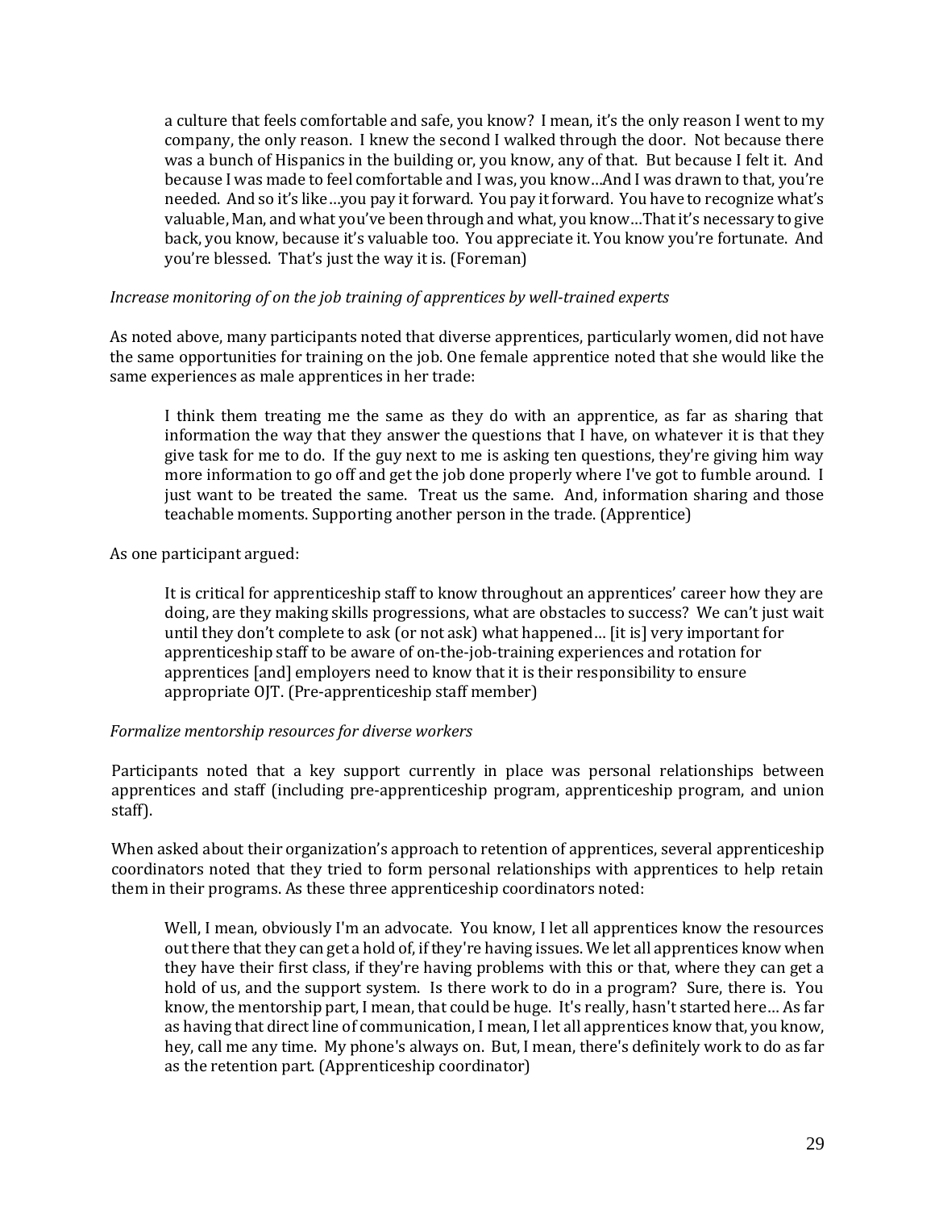> a culture that feels comfortable and safe, you know? I mean, it's the only reason I went to my company, the only reason. I knew the second I walked through the door. Not because there was a bunch of Hispanics in the building or, you know, any of that. But because I felt it. And because I was made to feel comfortable and I was, you know…And I was drawn to that, you're needed. And so it's like…you pay it forward. You pay it forward. You have to recognize what's valuable, Man, and what you've been through and what, you know…That it's necessary to give back, you know, because it's valuable too. You appreciate it. You know you're fortunate. And you're blessed. That's just the way it is. (Foreman)

*Increase monitoring of on the job training of apprentices by well-trained experts*

As noted above, many participants noted that diverse apprentices, particularly women, did not have the same opportunities for training on the job. One female apprentice noted that she would like the same experiences as male apprentices in her trade:

> I think them treating me the same as they do with an apprentice, as far as sharing that information the way that they answer the questions that I have, on whatever it is that they give task for me to do. If the guy next to me is asking ten questions, they're giving him way more information to go off and get the job done properly where I've got to fumble around. I just want to be treated the same. Treat us the same. And, information sharing and those teachable moments. Supporting another person in the trade. (Apprentice)

As one participant argued:

> It is critical for apprenticeship staff to know throughout an apprentices' career how they are doing, are they making skills progressions, what are obstacles to success? We can't just wait until they don't complete to ask (or not ask) what happened… [it is] very important for apprenticeship staff to be aware of on-the-job-training experiences and rotation for apprentices [and] employers need to know that it is their responsibility to ensure appropriate OJT. (Pre-apprenticeship staff member)

*Formalize mentorship resources for diverse workers*

Participants noted that a key support currently in place was personal relationships between apprentices and staff (including pre-apprenticeship program, apprenticeship program, and union staff).

When asked about their organization's approach to retention of apprentices, several apprenticeship coordinators noted that they tried to form personal relationships with apprentices to help retain them in their programs. As these three apprenticeship coordinators noted:

> Well, I mean, obviously I'm an advocate. You know, I let all apprentices know the resources out there that they can get a hold of, if they're having issues. We let all apprentices know when they have their first class, if they're having problems with this or that, where they can get a hold of us, and the support system. Is there work to do in a program? Sure, there is. You know, the mentorship part, I mean, that could be huge. It's really, hasn't started here… As far as having that direct line of communication, I mean, I let all apprentices know that, you know, hey, call me any time. My phone's always on. But, I mean, there's definitely work to do as far as the retention part. (Apprenticeship coordinator)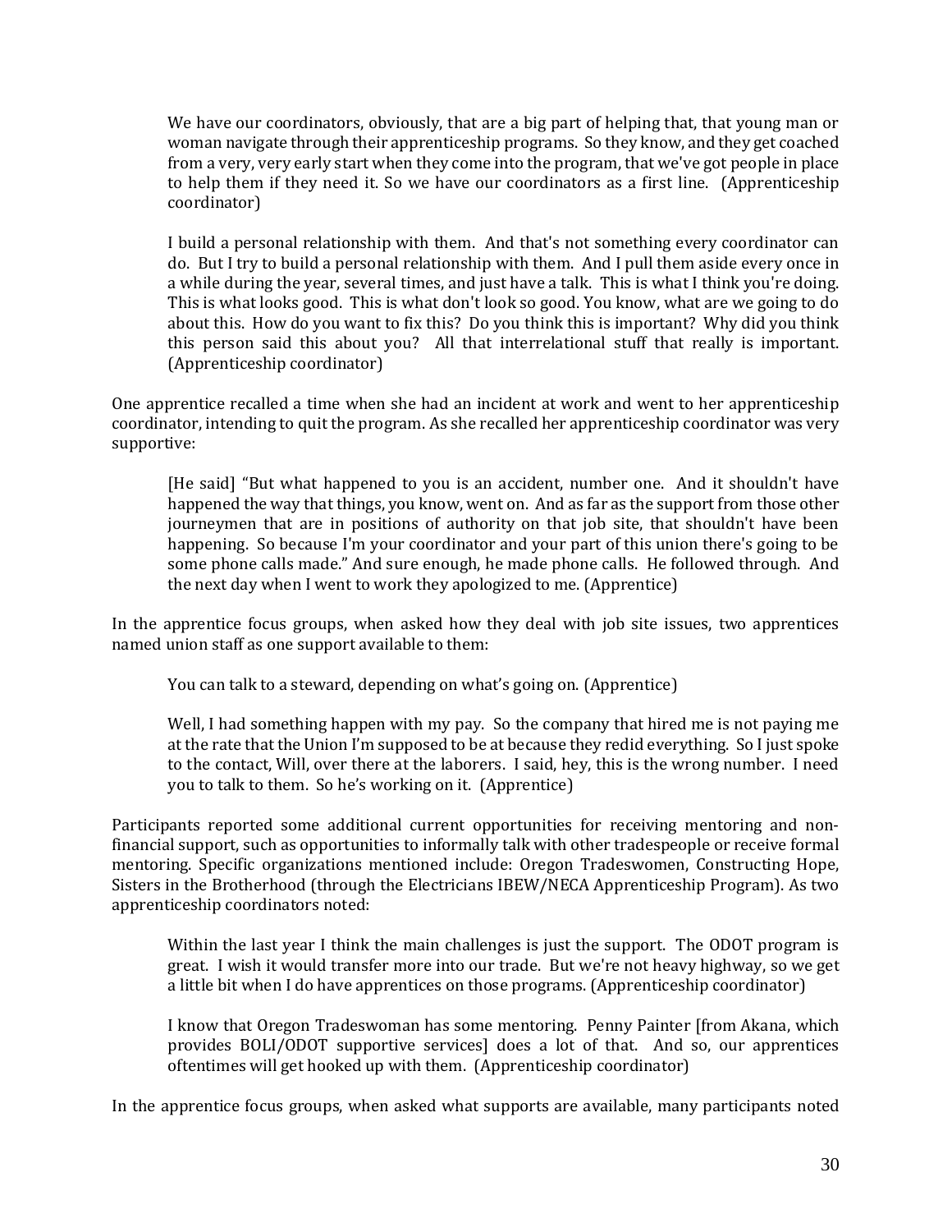> We have our coordinators, obviously, that are a big part of helping that, that young man or woman navigate through their apprenticeship programs. So they know, and they get coached from a very, very early start when they come into the program, that we've got people in place to help them if they need it. So we have our coordinators as a first line. (Apprenticeship coordinator)

> I build a personal relationship with them. And that's not something every coordinator can do. But I try to build a personal relationship with them. And I pull them aside every once in a while during the year, several times, and just have a talk. This is what I think you're doing. This is what looks good. This is what don't look so good. You know, what are we going to do about this. How do you want to fix this? Do you think this is important? Why did you think this person said this about you? All that interrelational stuff that really is important. (Apprenticeship coordinator)

One apprentice recalled a time when she had an incident at work and went to her apprenticeship coordinator, intending to quit the program. As she recalled her apprenticeship coordinator was very supportive:

> [He said] "But what happened to you is an accident, number one. And it shouldn't have happened the way that things, you know, went on. And as far as the support from those other journeymen that are in positions of authority on that job site, that shouldn't have been happening. So because I'm your coordinator and your part of this union there's going to be some phone calls made." And sure enough, he made phone calls. He followed through. And the next day when I went to work they apologized to me. (Apprentice)

In the apprentice focus groups, when asked how they deal with job site issues, two apprentices named union staff as one support available to them:

> You can talk to a steward, depending on what's going on. (Apprentice)

> Well, I had something happen with my pay. So the company that hired me is not paying me at the rate that the Union I'm supposed to be at because they redid everything. So I just spoke to the contact, Will, over there at the laborers. I said, hey, this is the wrong number. I need you to talk to them. So he's working on it. (Apprentice)

Participants reported some additional current opportunities for receiving mentoring and non-financial support, such as opportunities to informally talk with other tradespeople or receive formal mentoring. Specific organizations mentioned include: Oregon Tradeswomen, Constructing Hope, Sisters in the Brotherhood (through the Electricians IBEW/NECA Apprenticeship Program). As two apprenticeship coordinators noted:

> Within the last year I think the main challenges is just the support. The ODOT program is great. I wish it would transfer more into our trade. But we're not heavy highway, so we get a little bit when I do have apprentices on those programs. (Apprenticeship coordinator)

> I know that Oregon Tradeswoman has some mentoring. Penny Painter [from Akana, which provides BOLI/ODOT supportive services] does a lot of that. And so, our apprentices oftentimes will get hooked up with them. (Apprenticeship coordinator)

In the apprentice focus groups, when asked what supports are available, many participants noted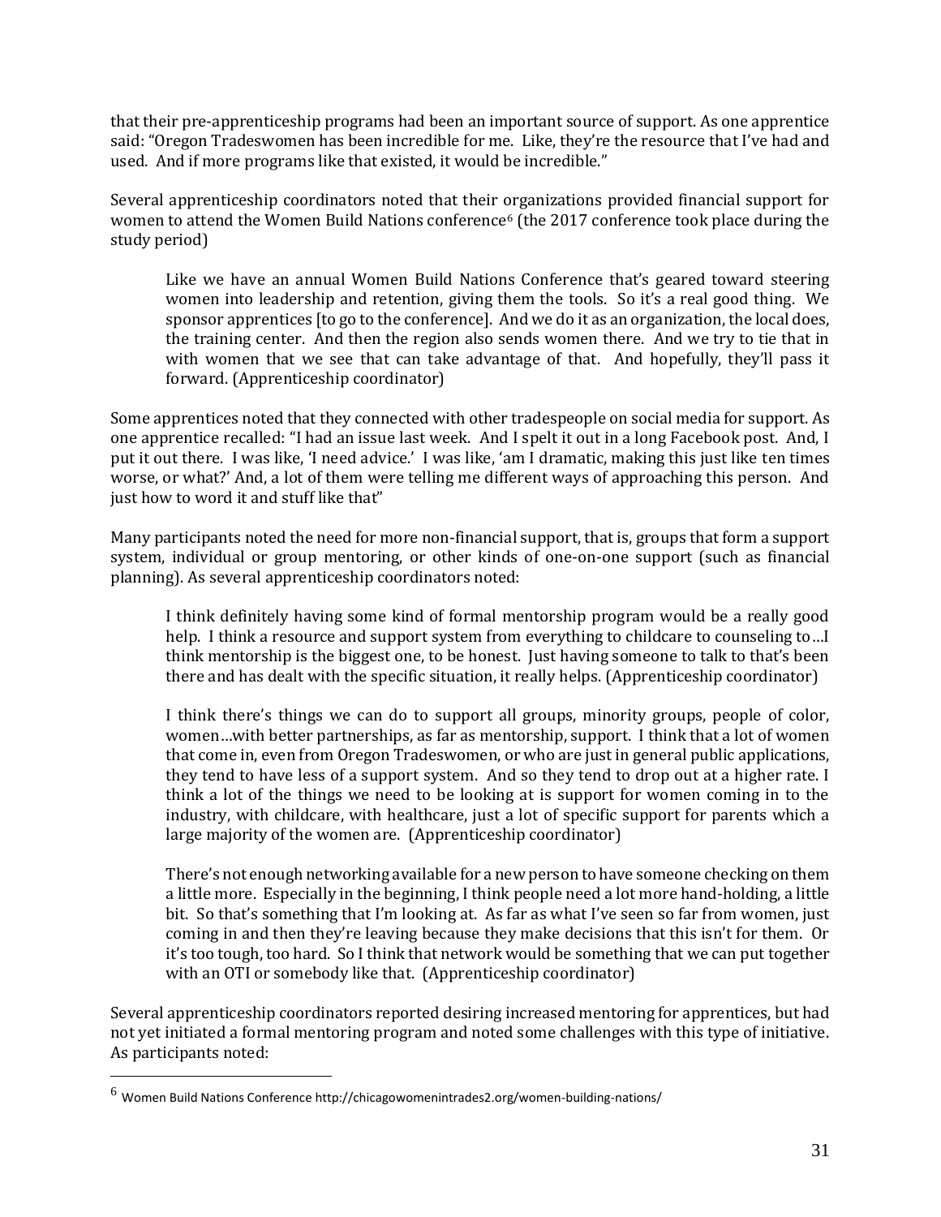that their pre-apprenticeship programs had been an important source of support. As one apprentice said: "Oregon Tradeswomen has been incredible for me. Like, they're the resource that I've had and used. And if more programs like that existed, it would be incredible."

Several apprenticeship coordinators noted that their organizations provided financial support for women to attend the Women Build Nations conference[6] (the 2017 conference took place during the study period)

> Like we have an annual Women Build Nations Conference that's geared toward steering women into leadership and retention, giving them the tools. So it's a real good thing. We sponsor apprentices [to go to the conference]. And we do it as an organization, the local does, the training center. And then the region also sends women there. And we try to tie that in with women that we see that can take advantage of that. And hopefully, they'll pass it forward. (Apprenticeship coordinator)

Some apprentices noted that they connected with other tradespeople on social media for support. As one apprentice recalled: "I had an issue last week. And I spelt it out in a long Facebook post. And, I put it out there. I was like, 'I need advice.' I was like, 'am I dramatic, making this just like ten times worse, or what?' And, a lot of them were telling me different ways of approaching this person. And just how to word it and stuff like that"

Many participants noted the need for more non-financial support, that is, groups that form a support system, individual or group mentoring, or other kinds of one-on-one support (such as financial planning). As several apprenticeship coordinators noted:

> I think definitely having some kind of formal mentorship program would be a really good help. I think a resource and support system from everything to childcare to counseling to…I think mentorship is the biggest one, to be honest. Just having someone to talk to that's been there and has dealt with the specific situation, it really helps. (Apprenticeship coordinator)

> I think there's things we can do to support all groups, minority groups, people of color, women…with better partnerships, as far as mentorship, support. I think that a lot of women that come in, even from Oregon Tradeswomen, or who are just in general public applications, they tend to have less of a support system. And so they tend to drop out at a higher rate. I think a lot of the things we need to be looking at is support for women coming in to the industry, with childcare, with healthcare, just a lot of specific support for parents which a large majority of the women are. (Apprenticeship coordinator)

> There's not enough networking available for a new person to have someone checking on them a little more. Especially in the beginning, I think people need a lot more hand-holding, a little bit. So that's something that I'm looking at. As far as what I've seen so far from women, just coming in and then they're leaving because they make decisions that this isn't for them. Or it's too tough, too hard. So I think that network would be something that we can put together with an OTI or somebody like that. (Apprenticeship coordinator)

Several apprenticeship coordinators reported desiring increased mentoring for apprentices, but had not yet initiated a formal mentoring program and noted some challenges with this type of initiative. As participants noted:

---

[6] Women Build Nations Conference http://chicagowomenintrades2.org/women-building-nations/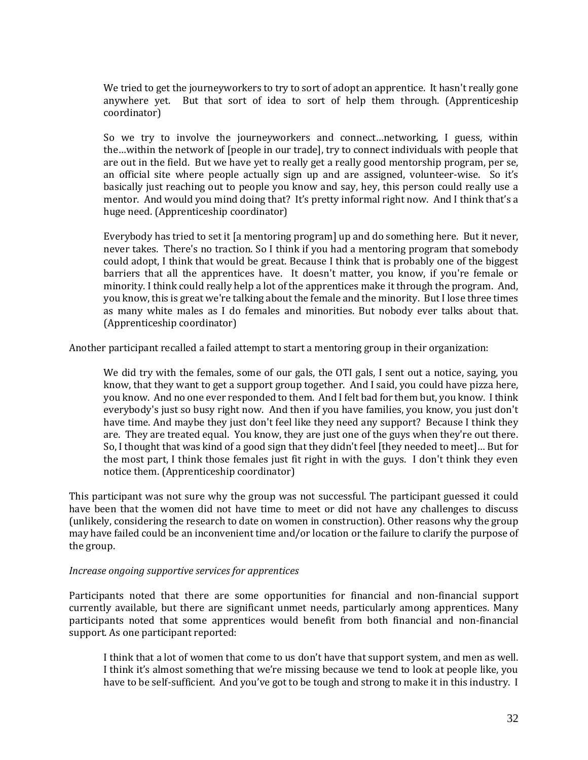> We tried to get the journeyworkers to try to sort of adopt an apprentice. It hasn't really gone anywhere yet. But that sort of idea to sort of help them through. (Apprenticeship coordinator)

> So we try to involve the journeyworkers and connect…networking, I guess, within the…within the network of [people in our trade], try to connect individuals with people that are out in the field. But we have yet to really get a really good mentorship program, per se, an official site where people actually sign up and are assigned, volunteer-wise. So it's basically just reaching out to people you know and say, hey, this person could really use a mentor. And would you mind doing that? It's pretty informal right now. And I think that's a huge need. (Apprenticeship coordinator)

> Everybody has tried to set it [a mentoring program] up and do something here. But it never, never takes. There's no traction. So I think if you had a mentoring program that somebody could adopt, I think that would be great. Because I think that is probably one of the biggest barriers that all the apprentices have. It doesn't matter, you know, if you're female or minority. I think could really help a lot of the apprentices make it through the program. And, you know, this is great we're talking about the female and the minority. But I lose three times as many white males as I do females and minorities. But nobody ever talks about that. (Apprenticeship coordinator)

Another participant recalled a failed attempt to start a mentoring group in their organization:

> We did try with the females, some of our gals, the OTI gals, I sent out a notice, saying, you know, that they want to get a support group together. And I said, you could have pizza here, you know. And no one ever responded to them. And I felt bad for them but, you know. I think everybody's just so busy right now. And then if you have families, you know, you just don't have time. And maybe they just don't feel like they need any support? Because I think they are. They are treated equal. You know, they are just one of the guys when they're out there. So, I thought that was kind of a good sign that they didn't feel [they needed to meet]… But for the most part, I think those females just fit right in with the guys. I don't think they even notice them. (Apprenticeship coordinator)

This participant was not sure why the group was not successful. The participant guessed it could have been that the women did not have time to meet or did not have any challenges to discuss (unlikely, considering the research to date on women in construction). Other reasons why the group may have failed could be an inconvenient time and/or location or the failure to clarify the purpose of the group.

*Increase ongoing supportive services for apprentices*

Participants noted that there are some opportunities for financial and non-financial support currently available, but there are significant unmet needs, particularly among apprentices. Many participants noted that some apprentices would benefit from both financial and non-financial support. As one participant reported:

> I think that a lot of women that come to us don't have that support system, and men as well. I think it's almost something that we're missing because we tend to look at people like, you have to be self-sufficient. And you've got to be tough and strong to make it in this industry. I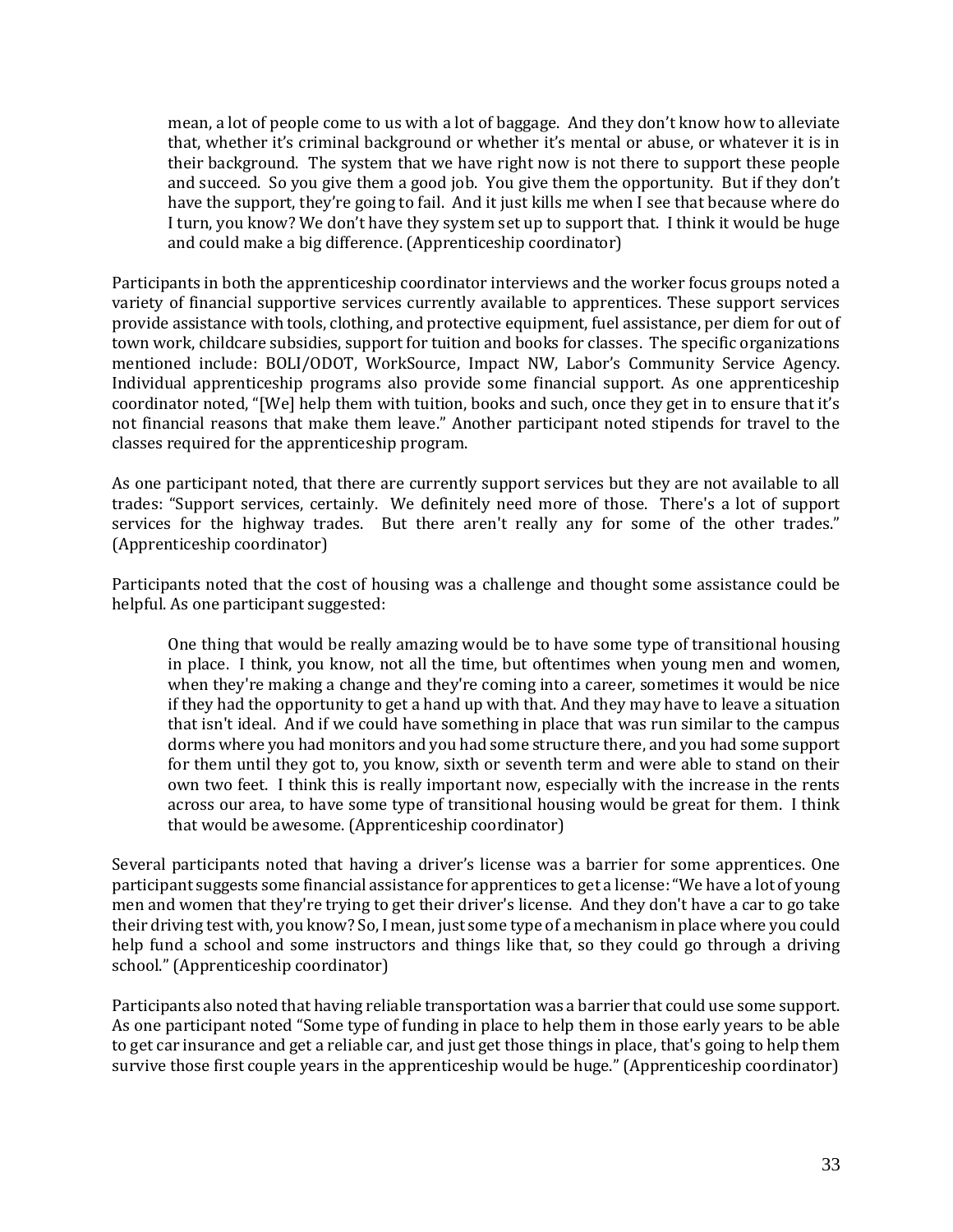> mean, a lot of people come to us with a lot of baggage. And they don't know how to alleviate that, whether it's criminal background or whether it's mental or abuse, or whatever it is in their background. The system that we have right now is not there to support these people and succeed. So you give them a good job. You give them the opportunity. But if they don't have the support, they're going to fail. And it just kills me when I see that because where do I turn, you know? We don't have they system set up to support that. I think it would be huge and could make a big difference. (Apprenticeship coordinator)

Participants in both the apprenticeship coordinator interviews and the worker focus groups noted a variety of financial supportive services currently available to apprentices. These support services provide assistance with tools, clothing, and protective equipment, fuel assistance, per diem for out of town work, childcare subsidies, support for tuition and books for classes. The specific organizations mentioned include: BOLI/ODOT, WorkSource, Impact NW, Labor's Community Service Agency. Individual apprenticeship programs also provide some financial support. As one apprenticeship coordinator noted, "[We] help them with tuition, books and such, once they get in to ensure that it's not financial reasons that make them leave." Another participant noted stipends for travel to the classes required for the apprenticeship program.

As one participant noted, that there are currently support services but they are not available to all trades: "Support services, certainly. We definitely need more of those. There's a lot of support services for the highway trades. But there aren't really any for some of the other trades." (Apprenticeship coordinator)

Participants noted that the cost of housing was a challenge and thought some assistance could be helpful. As one participant suggested:

> One thing that would be really amazing would be to have some type of transitional housing in place. I think, you know, not all the time, but oftentimes when young men and women, when they're making a change and they're coming into a career, sometimes it would be nice if they had the opportunity to get a hand up with that. And they may have to leave a situation that isn't ideal. And if we could have something in place that was run similar to the campus dorms where you had monitors and you had some structure there, and you had some support for them until they got to, you know, sixth or seventh term and were able to stand on their own two feet. I think this is really important now, especially with the increase in the rents across our area, to have some type of transitional housing would be great for them. I think that would be awesome. (Apprenticeship coordinator)

Several participants noted that having a driver's license was a barrier for some apprentices. One participant suggests some financial assistance for apprentices to get a license: "We have a lot of young men and women that they're trying to get their driver's license. And they don't have a car to go take their driving test with, you know? So, I mean, just some type of a mechanism in place where you could help fund a school and some instructors and things like that, so they could go through a driving school." (Apprenticeship coordinator)

Participants also noted that having reliable transportation was a barrier that could use some support. As one participant noted "Some type of funding in place to help them in those early years to be able to get car insurance and get a reliable car, and just get those things in place, that's going to help them survive those first couple years in the apprenticeship would be huge." (Apprenticeship coordinator)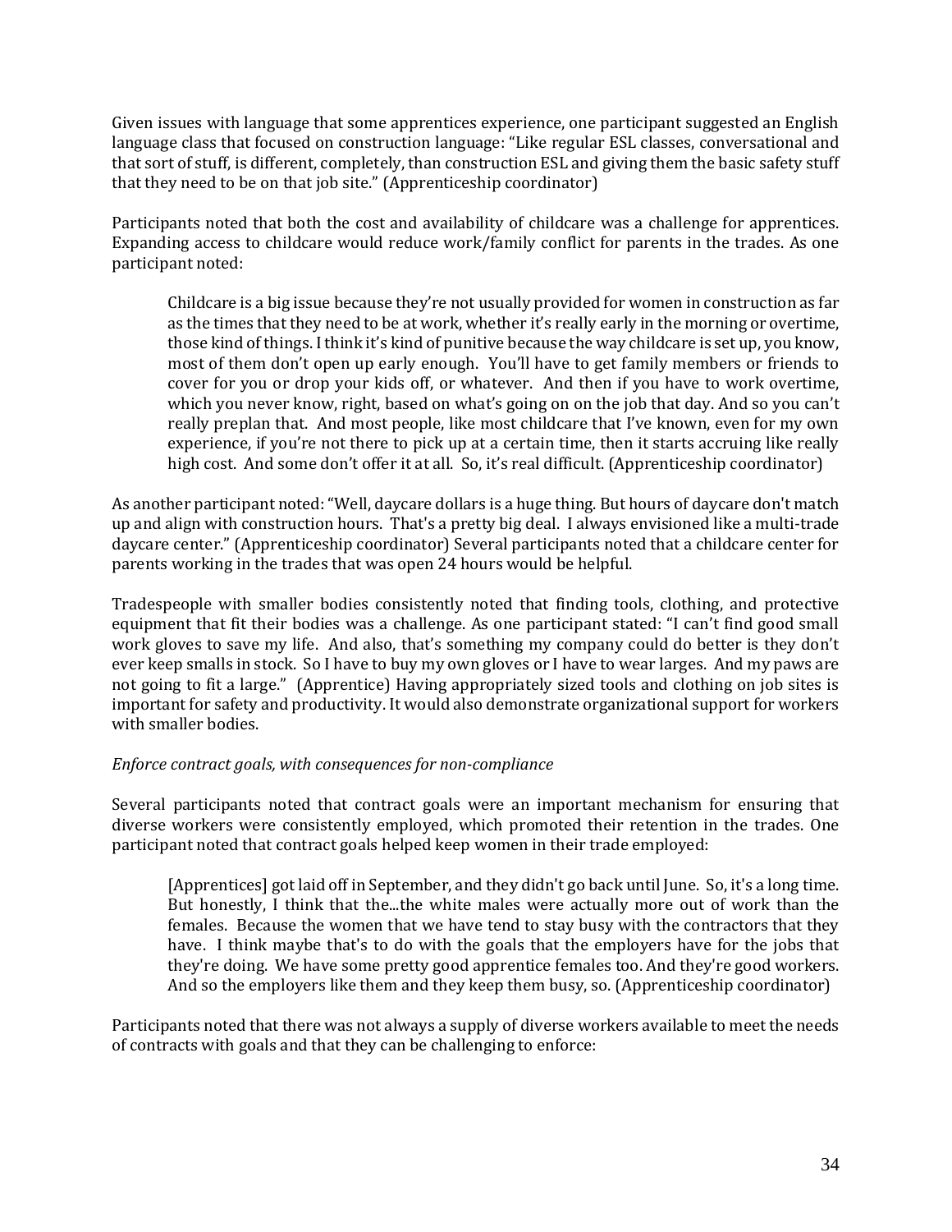Given issues with language that some apprentices experience, one participant suggested an English language class that focused on construction language: "Like regular ESL classes, conversational and that sort of stuff, is different, completely, than construction ESL and giving them the basic safety stuff that they need to be on that job site." (Apprenticeship coordinator)

Participants noted that both the cost and availability of childcare was a challenge for apprentices. Expanding access to childcare would reduce work/family conflict for parents in the trades. As one participant noted:

> Childcare is a big issue because they're not usually provided for women in construction as far as the times that they need to be at work, whether it's really early in the morning or overtime, those kind of things. I think it's kind of punitive because the way childcare is set up, you know, most of them don't open up early enough. You'll have to get family members or friends to cover for you or drop your kids off, or whatever. And then if you have to work overtime, which you never know, right, based on what's going on on the job that day. And so you can't really preplan that. And most people, like most childcare that I've known, even for my own experience, if you're not there to pick up at a certain time, then it starts accruing like really high cost. And some don't offer it at all. So, it's real difficult. (Apprenticeship coordinator)

As another participant noted: "Well, daycare dollars is a huge thing. But hours of daycare don't match up and align with construction hours. That's a pretty big deal. I always envisioned like a multi-trade daycare center." (Apprenticeship coordinator) Several participants noted that a childcare center for parents working in the trades that was open 24 hours would be helpful.

Tradespeople with smaller bodies consistently noted that finding tools, clothing, and protective equipment that fit their bodies was a challenge. As one participant stated: "I can't find good small work gloves to save my life. And also, that's something my company could do better is they don't ever keep smalls in stock. So I have to buy my own gloves or I have to wear larges. And my paws are not going to fit a large." (Apprentice) Having appropriately sized tools and clothing on job sites is important for safety and productivity. It would also demonstrate organizational support for workers with smaller bodies.

*Enforce contract goals, with consequences for non-compliance*

Several participants noted that contract goals were an important mechanism for ensuring that diverse workers were consistently employed, which promoted their retention in the trades. One participant noted that contract goals helped keep women in their trade employed:

> [Apprentices] got laid off in September, and they didn't go back until June. So, it's a long time. But honestly, I think that the...the white males were actually more out of work than the females. Because the women that we have tend to stay busy with the contractors that they have. I think maybe that's to do with the goals that the employers have for the jobs that they're doing. We have some pretty good apprentice females too. And they're good workers. And so the employers like them and they keep them busy, so. (Apprenticeship coordinator)

Participants noted that there was not always a supply of diverse workers available to meet the needs of contracts with goals and that they can be challenging to enforce: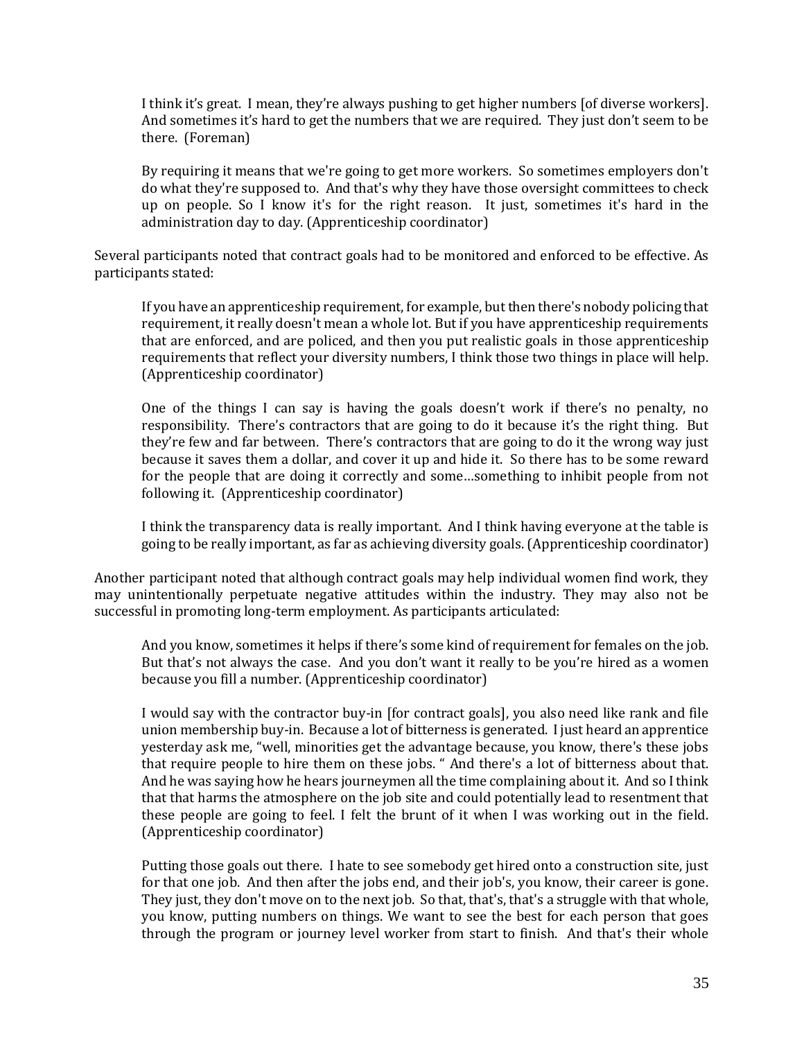> I think it's great. I mean, they're always pushing to get higher numbers [of diverse workers]. And sometimes it's hard to get the numbers that we are required. They just don't seem to be there. (Foreman)

> By requiring it means that we're going to get more workers. So sometimes employers don't do what they're supposed to. And that's why they have those oversight committees to check up on people. So I know it's for the right reason. It just, sometimes it's hard in the administration day to day. (Apprenticeship coordinator)

Several participants noted that contract goals had to be monitored and enforced to be effective. As participants stated:

> If you have an apprenticeship requirement, for example, but then there's nobody policing that requirement, it really doesn't mean a whole lot. But if you have apprenticeship requirements that are enforced, and are policed, and then you put realistic goals in those apprenticeship requirements that reflect your diversity numbers, I think those two things in place will help. (Apprenticeship coordinator)

> One of the things I can say is having the goals doesn't work if there's no penalty, no responsibility. There's contractors that are going to do it because it's the right thing. But they're few and far between. There's contractors that are going to do it the wrong way just because it saves them a dollar, and cover it up and hide it. So there has to be some reward for the people that are doing it correctly and some…something to inhibit people from not following it. (Apprenticeship coordinator)

> I think the transparency data is really important. And I think having everyone at the table is going to be really important, as far as achieving diversity goals. (Apprenticeship coordinator)

Another participant noted that although contract goals may help individual women find work, they may unintentionally perpetuate negative attitudes within the industry. They may also not be successful in promoting long-term employment. As participants articulated:

> And you know, sometimes it helps if there's some kind of requirement for females on the job. But that's not always the case. And you don't want it really to be you're hired as a women because you fill a number. (Apprenticeship coordinator)

> I would say with the contractor buy-in [for contract goals], you also need like rank and file union membership buy-in. Because a lot of bitterness is generated. I just heard an apprentice yesterday ask me, "well, minorities get the advantage because, you know, there's these jobs that require people to hire them on these jobs. " And there's a lot of bitterness about that. And he was saying how he hears journeymen all the time complaining about it. And so I think that that harms the atmosphere on the job site and could potentially lead to resentment that these people are going to feel. I felt the brunt of it when I was working out in the field. (Apprenticeship coordinator)

> Putting those goals out there. I hate to see somebody get hired onto a construction site, just for that one job. And then after the jobs end, and their job's, you know, their career is gone. They just, they don't move on to the next job. So that, that's, that's a struggle with that whole, you know, putting numbers on things. We want to see the best for each person that goes through the program or journey level worker from start to finish. And that's their whole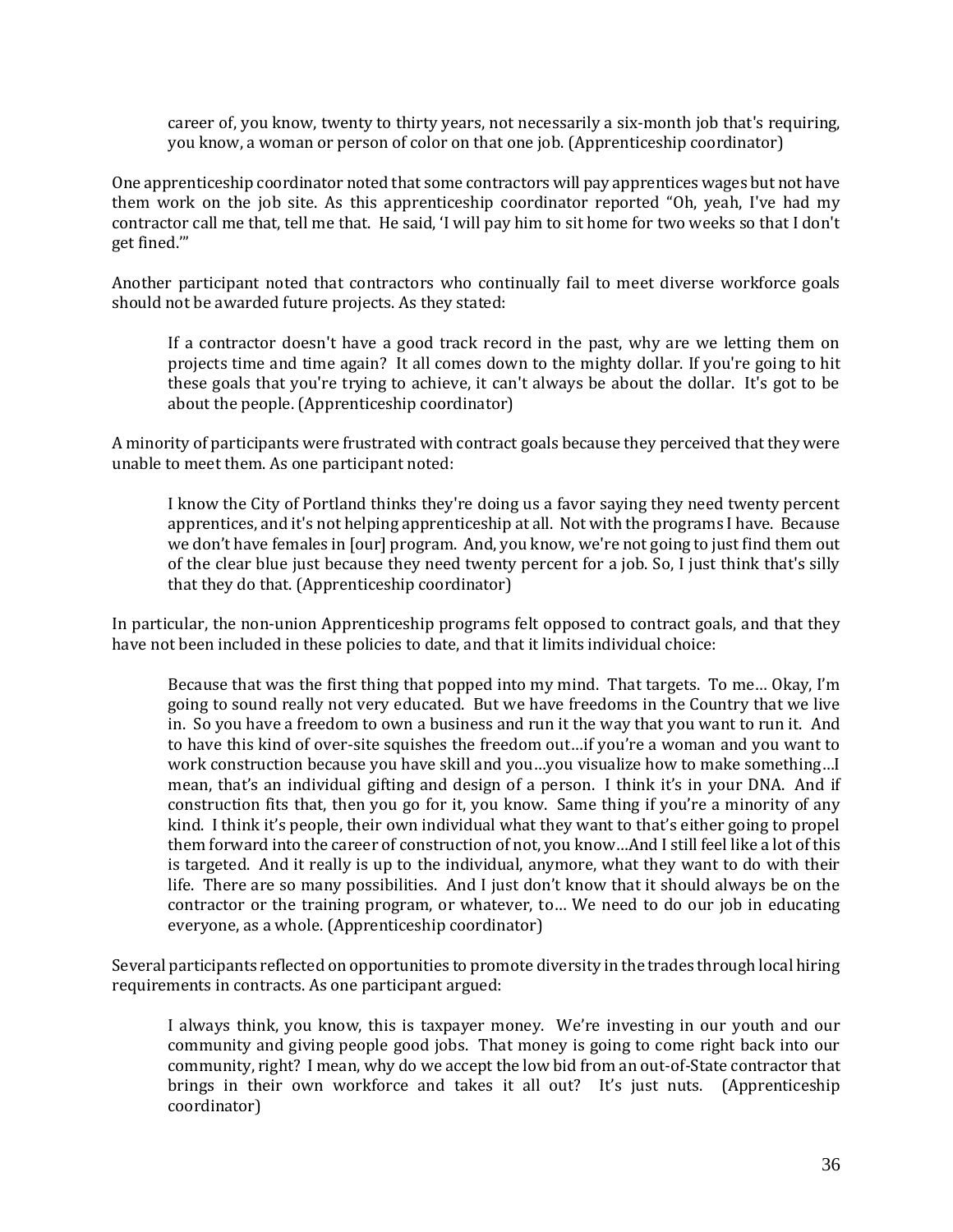> career of, you know, twenty to thirty years, not necessarily a six-month job that's requiring, you know, a woman or person of color on that one job. (Apprenticeship coordinator)

One apprenticeship coordinator noted that some contractors will pay apprentices wages but not have them work on the job site. As this apprenticeship coordinator reported "Oh, yeah, I've had my contractor call me that, tell me that. He said, 'I will pay him to sit home for two weeks so that I don't get fined.'"

Another participant noted that contractors who continually fail to meet diverse workforce goals should not be awarded future projects. As they stated:

> If a contractor doesn't have a good track record in the past, why are we letting them on projects time and time again? It all comes down to the mighty dollar. If you're going to hit these goals that you're trying to achieve, it can't always be about the dollar. It's got to be about the people. (Apprenticeship coordinator)

A minority of participants were frustrated with contract goals because they perceived that they were unable to meet them. As one participant noted:

> I know the City of Portland thinks they're doing us a favor saying they need twenty percent apprentices, and it's not helping apprenticeship at all. Not with the programs I have. Because we don't have females in [our] program. And, you know, we're not going to just find them out of the clear blue just because they need twenty percent for a job. So, I just think that's silly that they do that. (Apprenticeship coordinator)

In particular, the non-union Apprenticeship programs felt opposed to contract goals, and that they have not been included in these policies to date, and that it limits individual choice:

> Because that was the first thing that popped into my mind. That targets. To me… Okay, I'm going to sound really not very educated. But we have freedoms in the Country that we live in. So you have a freedom to own a business and run it the way that you want to run it. And to have this kind of over-site squishes the freedom out…if you're a woman and you want to work construction because you have skill and you…you visualize how to make something…I mean, that's an individual gifting and design of a person. I think it's in your DNA. And if construction fits that, then you go for it, you know. Same thing if you're a minority of any kind. I think it's people, their own individual what they want to that's either going to propel them forward into the career of construction of not, you know…And I still feel like a lot of this is targeted. And it really is up to the individual, anymore, what they want to do with their life. There are so many possibilities. And I just don't know that it should always be on the contractor or the training program, or whatever, to… We need to do our job in educating everyone, as a whole. (Apprenticeship coordinator)

Several participants reflected on opportunities to promote diversity in the trades through local hiring requirements in contracts. As one participant argued:

> I always think, you know, this is taxpayer money. We're investing in our youth and our community and giving people good jobs. That money is going to come right back into our community, right? I mean, why do we accept the low bid from an out-of-State contractor that brings in their own workforce and takes it all out? It's just nuts. (Apprenticeship coordinator)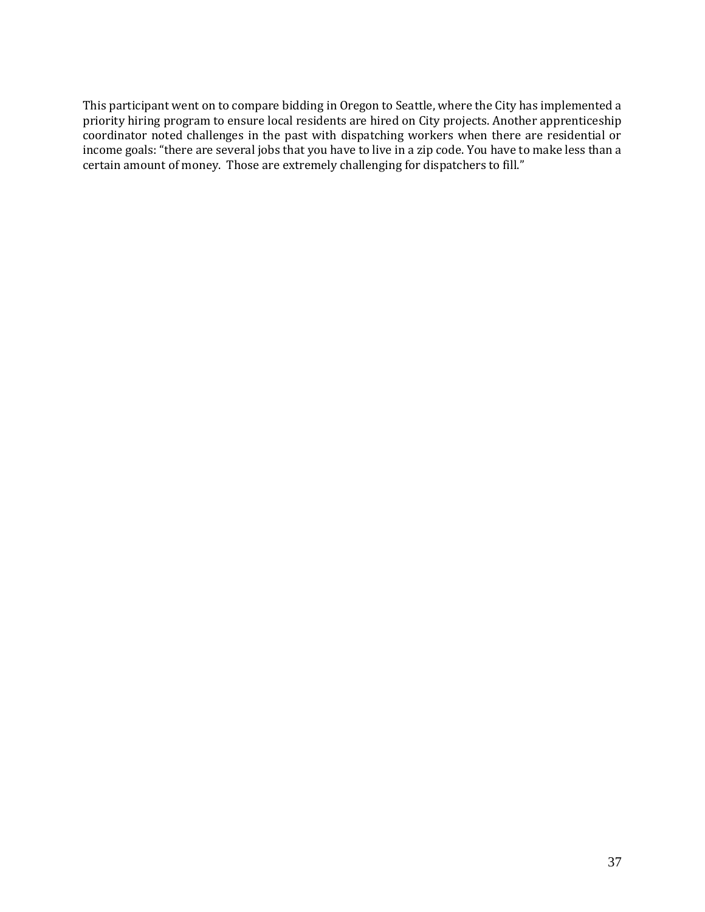This participant went on to compare bidding in Oregon to Seattle, where the City has implemented a priority hiring program to ensure local residents are hired on City projects. Another apprenticeship coordinator noted challenges in the past with dispatching workers when there are residential or income goals: “there are several jobs that you have to live in a zip code. You have to make less than a certain amount of money. Those are extremely challenging for dispatchers to fill.”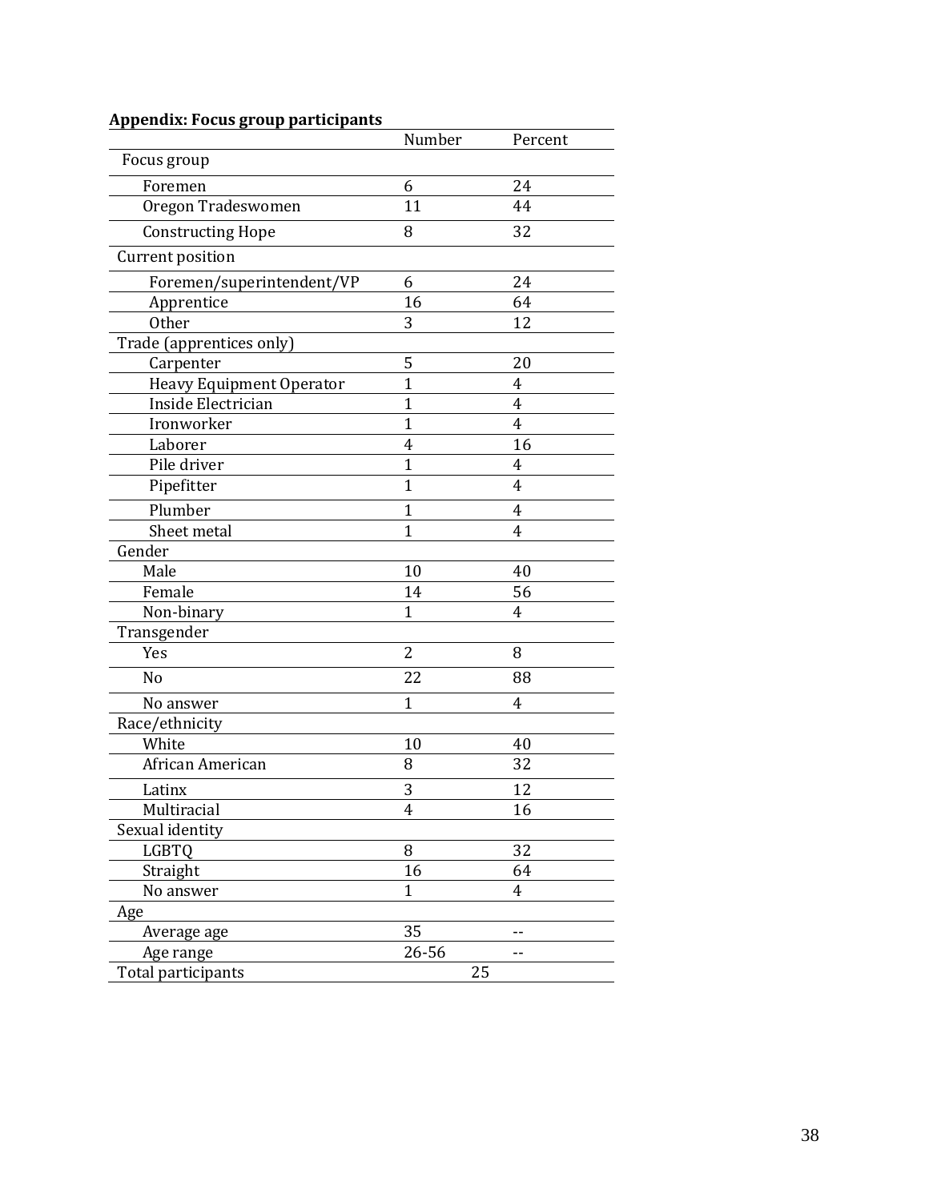**Appendix: Focus group participants**

| | Number | Percent |
|---|---|---|
| Focus group | | |
| Foremen | 6 | 24 |
| Oregon Tradeswomen | 11 | 44 |
| Constructing Hope | 8 | 32 |
| Current position | | |
| Foremen/superintendent/VP | 6 | 24 |
| Apprentice | 16 | 64 |
| Other | 3 | 12 |
| Trade (apprentices only) | | |
| Carpenter | 5 | 20 |
| Heavy Equipment Operator | 1 | 4 |
| Inside Electrician | 1 | 4 |
| Ironworker | 1 | 4 |
| Laborer | 4 | 16 |
| Pile driver | 1 | 4 |
| Pipefitter | 1 | 4 |
| Plumber | 1 | 4 |
| Sheet metal | 1 | 4 |
| Gender | | |
| Male | 10 | 40 |
| Female | 14 | 56 |
| Non-binary | 1 | 4 |
| Transgender | | |
| Yes | 2 | 8 |
| No | 22 | 88 |
| No answer | 1 | 4 |
| Race/ethnicity | | |
| White | 10 | 40 |
| African American | 8 | 32 |
| Latinx | 3 | 12 |
| Multiracial | 4 | 16 |
| Sexual identity | | |
| LGBTQ | 8 | 32 |
| Straight | 16 | 64 |
| No answer | 1 | 4 |
| Age | | |
| Average age | 35 | -- |
| Age range | 26-56 | -- |
| Total participants | 25 | |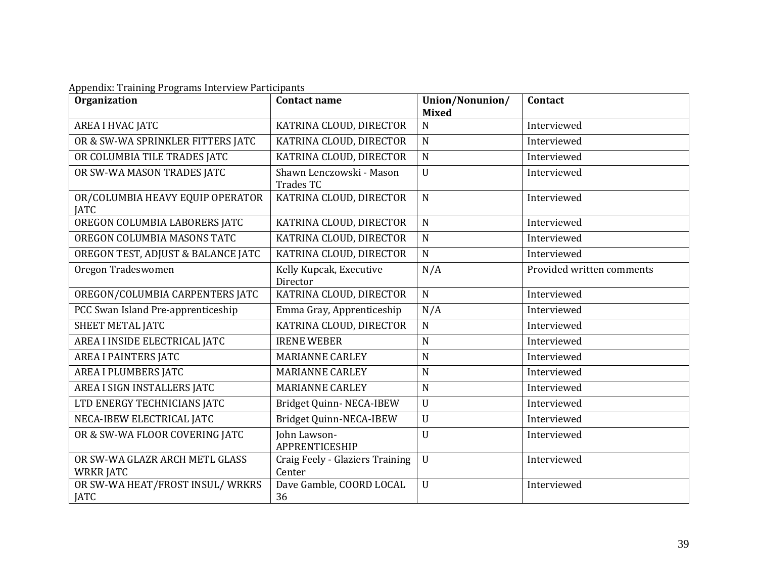Appendix: Training Programs Interview Participants

| Organization | Contact name | Union/Nonunion/ Mixed | Contact |
|---|---|---|---|
| AREA I HVAC JATC | KATRINA CLOUD, DIRECTOR | N | Interviewed |
| OR & SW-WA SPRINKLER FITTERS JATC | KATRINA CLOUD, DIRECTOR | N | Interviewed |
| OR COLUMBIA TILE TRADES JATC | KATRINA CLOUD, DIRECTOR | N | Interviewed |
| OR SW-WA MASON TRADES JATC | Shawn Lenczowski - Mason Trades TC | U | Interviewed |
| OR/COLUMBIA HEAVY EQUIP OPERATOR JATC | KATRINA CLOUD, DIRECTOR | N | Interviewed |
| OREGON COLUMBIA LABORERS JATC | KATRINA CLOUD, DIRECTOR | N | Interviewed |
| OREGON COLUMBIA MASONS TATC | KATRINA CLOUD, DIRECTOR | N | Interviewed |
| OREGON TEST, ADJUST & BALANCE JATC | KATRINA CLOUD, DIRECTOR | N | Interviewed |
| Oregon Tradeswomen | Kelly Kupcak, Executive Director | N/A | Provided written comments |
| OREGON/COLUMBIA CARPENTERS JATC | KATRINA CLOUD, DIRECTOR | N | Interviewed |
| PCC Swan Island Pre-apprenticeship | Emma Gray, Apprenticeship | N/A | Interviewed |
| SHEET METAL JATC | KATRINA CLOUD, DIRECTOR | N | Interviewed |
| AREA I INSIDE ELECTRICAL JATC | IRENE WEBER | N | Interviewed |
| AREA I PAINTERS JATC | MARIANNE CARLEY | N | Interviewed |
| AREA I PLUMBERS JATC | MARIANNE CARLEY | N | Interviewed |
| AREA I SIGN INSTALLERS JATC | MARIANNE CARLEY | N | Interviewed |
| LTD ENERGY TECHNICIANS JATC | Bridget Quinn- NECA-IBEW | U | Interviewed |
| NECA-IBEW ELECTRICAL JATC | Bridget Quinn-NECA-IBEW | U | Interviewed |
| OR & SW-WA FLOOR COVERING JATC | John Lawson-APPRENTICESHIP | U | Interviewed |
| OR SW-WA GLAZR ARCH METL GLASS WRKR JATC | Craig Feely - Glaziers Training Center | U | Interviewed |
| OR SW-WA HEAT/FROST INSUL/ WRKRS JATC | Dave Gamble, COORD LOCAL 36 | U | Interviewed |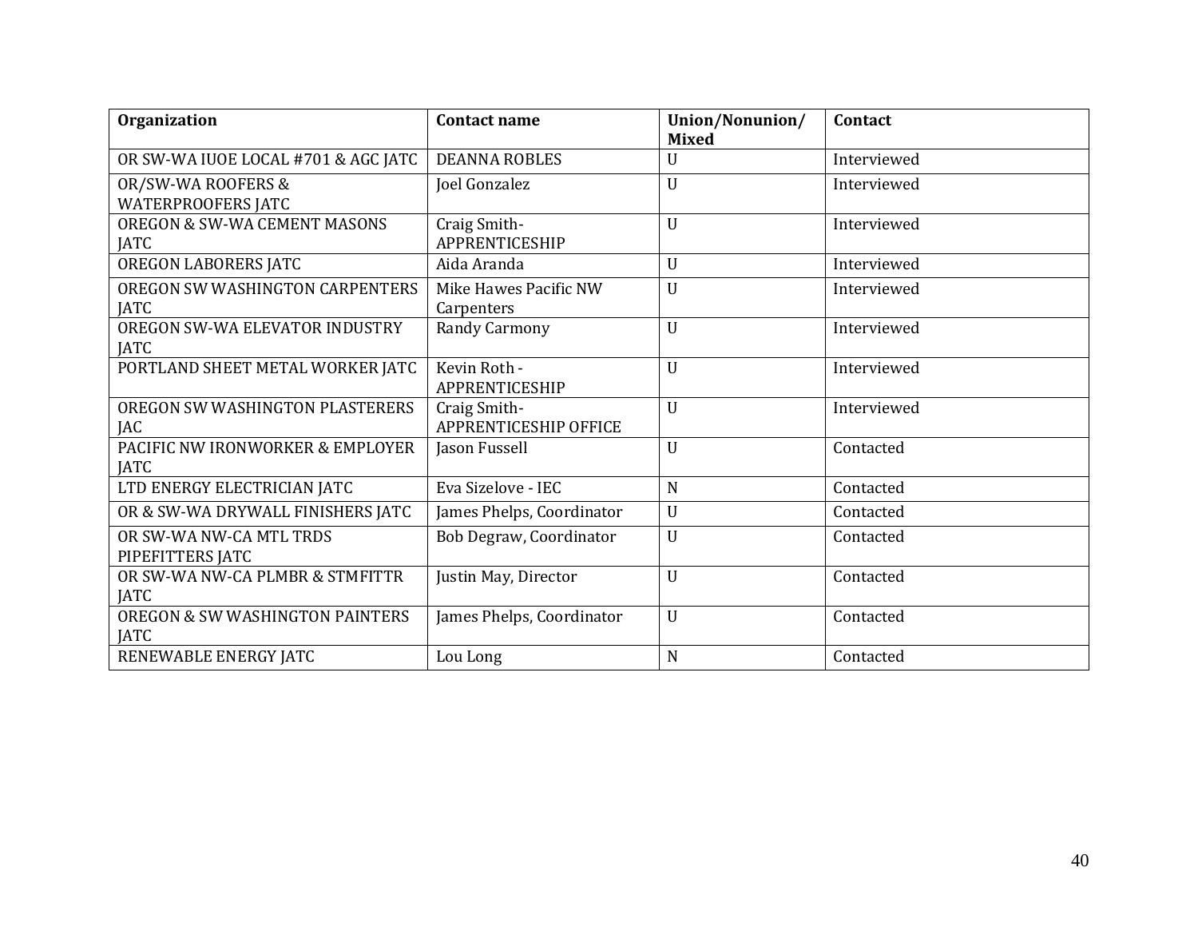| Organization | Contact name | Union/Nonunion/ Mixed | Contact |
|---|---|---|---|
| OR SW-WA IUOE LOCAL #701 & AGC JATC | DEANNA ROBLES | U | Interviewed |
| OR/SW-WA ROOFERS & WATERPROOFERS JATC | Joel Gonzalez | U | Interviewed |
| OREGON & SW-WA CEMENT MASONS JATC | Craig Smith- APPRENTICESHIP | U | Interviewed |
| OREGON LABORERS JATC | Aida Aranda | U | Interviewed |
| OREGON SW WASHINGTON CARPENTERS JATC | Mike Hawes Pacific NW Carpenters | U | Interviewed |
| OREGON SW-WA ELEVATOR INDUSTRY JATC | Randy Carmony | U | Interviewed |
| PORTLAND SHEET METAL WORKER JATC | Kevin Roth - APPRENTICESHIP | U | Interviewed |
| OREGON SW WASHINGTON PLASTERERS JAC | Craig Smith- APPRENTICESHIP OFFICE | U | Interviewed |
| PACIFIC NW IRONWORKER & EMPLOYER JATC | Jason Fussell | U | Contacted |
| LTD ENERGY ELECTRICIAN JATC | Eva Sizelove - IEC | N | Contacted |
| OR & SW-WA DRYWALL FINISHERS JATC | James Phelps, Coordinator | U | Contacted |
| OR SW-WA NW-CA MTL TRDS PIPEFITTERS JATC | Bob Degraw, Coordinator | U | Contacted |
| OR SW-WA NW-CA PLMBR & STMFITTR JATC | Justin May, Director | U | Contacted |
| OREGON & SW WASHINGTON PAINTERS JATC | James Phelps, Coordinator | U | Contacted |
| RENEWABLE ENERGY JATC | Lou Long | N | Contacted |